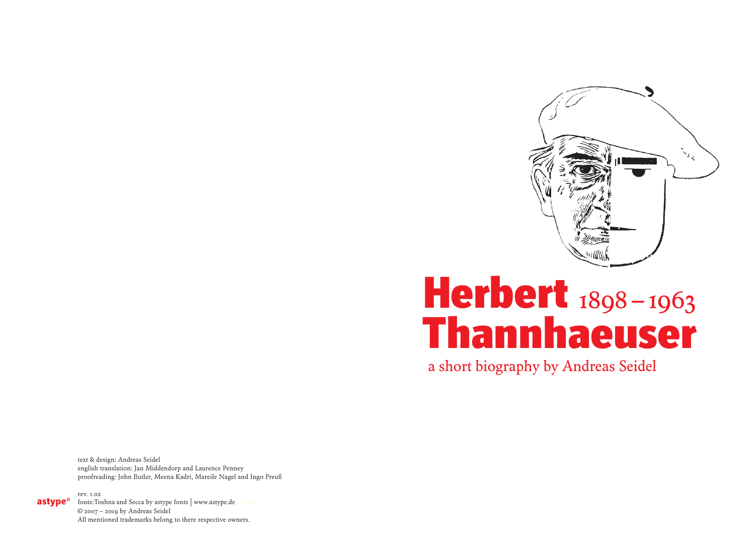# Herbert Thannhaeuser 1898 – 1963

a short biography by Andreas Seidel

text & design: Andreas Seidel
english translation: Jan Middendorp and Laurence Penney
proofreading: John Butler, Meena Kadri, Mareile Nagel and Ingo Preuß

rev. 1.02
astype fonts:Toshna and Secca by astype fonts | www.astype.de
© 2007 – 2019 by Andreas Seidel
All mentioned trademarks belong to there respective owners.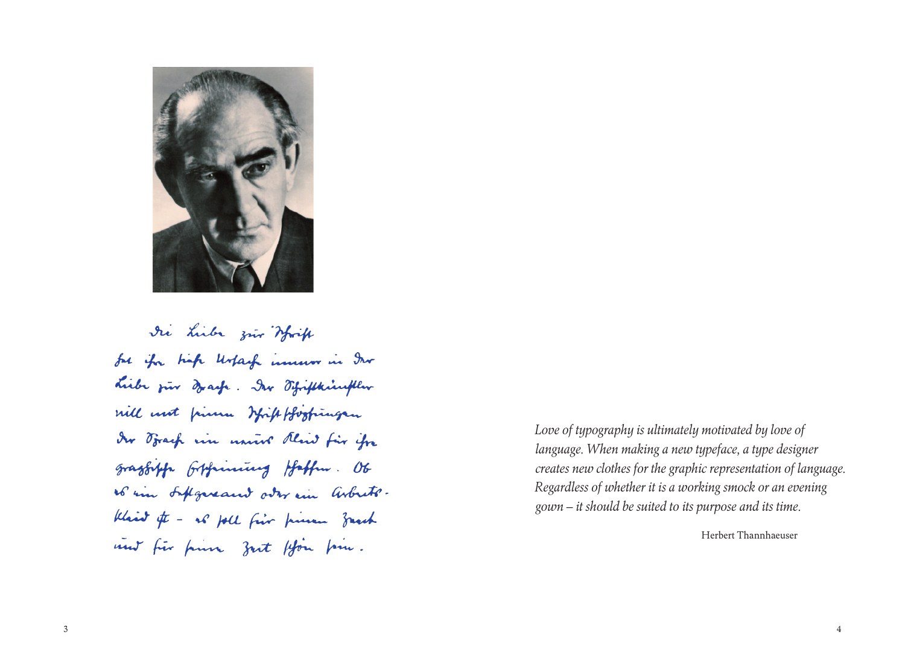Die Liebe zur Schrift
hat ihre tiefe Ursache immer in der
Liebe zur Sprache. Der Schriftkünstler
will mit seinen Schriftschöpfungen
der Sprache ein neues Kleid für ihre
graphische Erscheinung schaffen. Ob
es ein Festgewand oder ein Arbeits-
kleid ist – es soll für seinen Zweck
und für seine Zeit schön sein.

*Love of typography is ultimately motivated by love of language. When making a new typeface, a type designer creates new clothes for the graphic representation of language. Regardless of whether it is a working smock or an evening gown – it should be suited to its purpose and its time.*

Herbert Thannhaeuser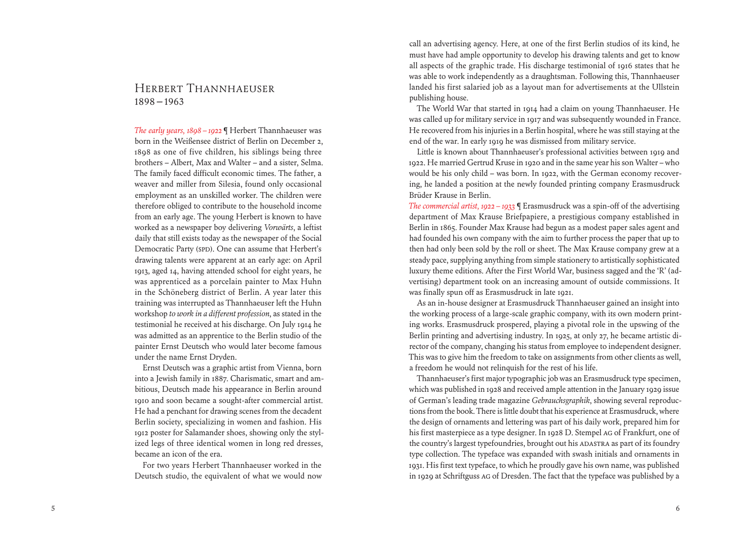# Herbert Thannhaeuser
## 1898 – 1963

*The early years, 1898 – 1922* ¶ Herbert Thannhaeuser was born in the Weißensee district of Berlin on December 2, 1898 as one of five children, his siblings being three brothers – Albert, Max and Walter – and a sister, Selma. The family faced difficult economic times. The father, a weaver and miller from Silesia, found only occasional employment as an unskilled worker. The children were therefore obliged to contribute to the household income from an early age. The young Herbert is known to have worked as a newspaper boy delivering *Vorwärts*, a leftist daily that still exists today as the newspaper of the Social Democratic Party (SPD). One can assume that Herbert's drawing talents were apparent at an early age: on April 1913, aged 14, having attended school for eight years, he was apprenticed as a porcelain painter to Max Huhn in the Schöneberg district of Berlin. A year later this training was interrupted as Thannhaeuser left the Huhn workshop *to work in a different profession*, as stated in the testimonial he received at his discharge. On July 1914 he was admitted as an apprentice to the Berlin studio of the painter Ernst Deutsch who would later become famous under the name Ernst Dryden.

Ernst Deutsch was a graphic artist from Vienna, born into a Jewish family in 1887. Charismatic, smart and ambitious, Deutsch made his appearance in Berlin around 1910 and soon became a sought-after commercial artist. He had a penchant for drawing scenes from the decadent Berlin society, specializing in women and fashion. His 1912 poster for Salamander shoes, showing only the stylized legs of three identical women in long red dresses, became an icon of the era.

For two years Herbert Thannhaeuser worked in the Deutsch studio, the equivalent of what we would now call an advertising agency. Here, at one of the first Berlin studios of its kind, he must have had ample opportunity to develop his drawing talents and get to know all aspects of the graphic trade. His discharge testimonial of 1916 states that he was able to work independently as a draughtsman. Following this, Thannhaeuser landed his first salaried job as a layout man for advertisements at the Ullstein publishing house.

The World War that started in 1914 had a claim on young Thannhaeuser. He was called up for military service in 1917 and was subsequently wounded in France. He recovered from his injuries in a Berlin hospital, where he was still staying at the end of the war. In early 1919 he was dismissed from military service.

Little is known about Thannhaeuser's professional activities between 1919 and 1922. He married Gertrud Kruse in 1920 and in the same year his son Walter – who would be his only child – was born. In 1922, with the German economy recovering, he landed a position at the newly founded printing company Erasmusdruck Brüder Krause in Berlin.

*The commercial artist, 1922 – 1933* ¶ Erasmusdruck was a spin-off of the advertising department of Max Krause Briefpapiere, a prestigious company established in Berlin in 1865. Founder Max Krause had begun as a modest paper sales agent and had founded his own company with the aim to further process the paper that up to then had only been sold by the roll or sheet. The Max Krause company grew at a steady pace, supplying anything from simple stationery to artistically sophisticated luxury theme editions. After the First World War, business sagged and the 'R' (advertising) department took on an increasing amount of outside commissions. It was finally spun off as Erasmusdruck in late 1921.

As an in-house designer at Erasmusdruck Thannhaeuser gained an insight into the working process of a large-scale graphic company, with its own modern printing works. Erasmusdruck prospered, playing a pivotal role in the upswing of the Berlin printing and advertising industry. In 1925, at only 27, he became artistic director of the company, changing his status from employee to independent designer. This was to give him the freedom to take on assignments from other clients as well, a freedom he would not relinquish for the rest of his life.

Thannhaeuser's first major typographic job was an Erasmusdruck type specimen, which was published in 1928 and received ample attention in the January 1929 issue of German's leading trade magazine *Gebrauchsgraphik*, showing several reproductions from the book. There is little doubt that his experience at Erasmusdruck, where the design of ornaments and lettering was part of his daily work, prepared him for his first masterpiece as a type designer. In 1928 D. Stempel AG of Frankfurt, one of the country's largest typefoundries, brought out his ADASTRA as part of its foundry type collection. The typeface was expanded with swash initials and ornaments in 1931. His first text typeface, to which he proudly gave his own name, was published in 1929 at Schriftguss AG of Dresden. The fact that the typeface was published by a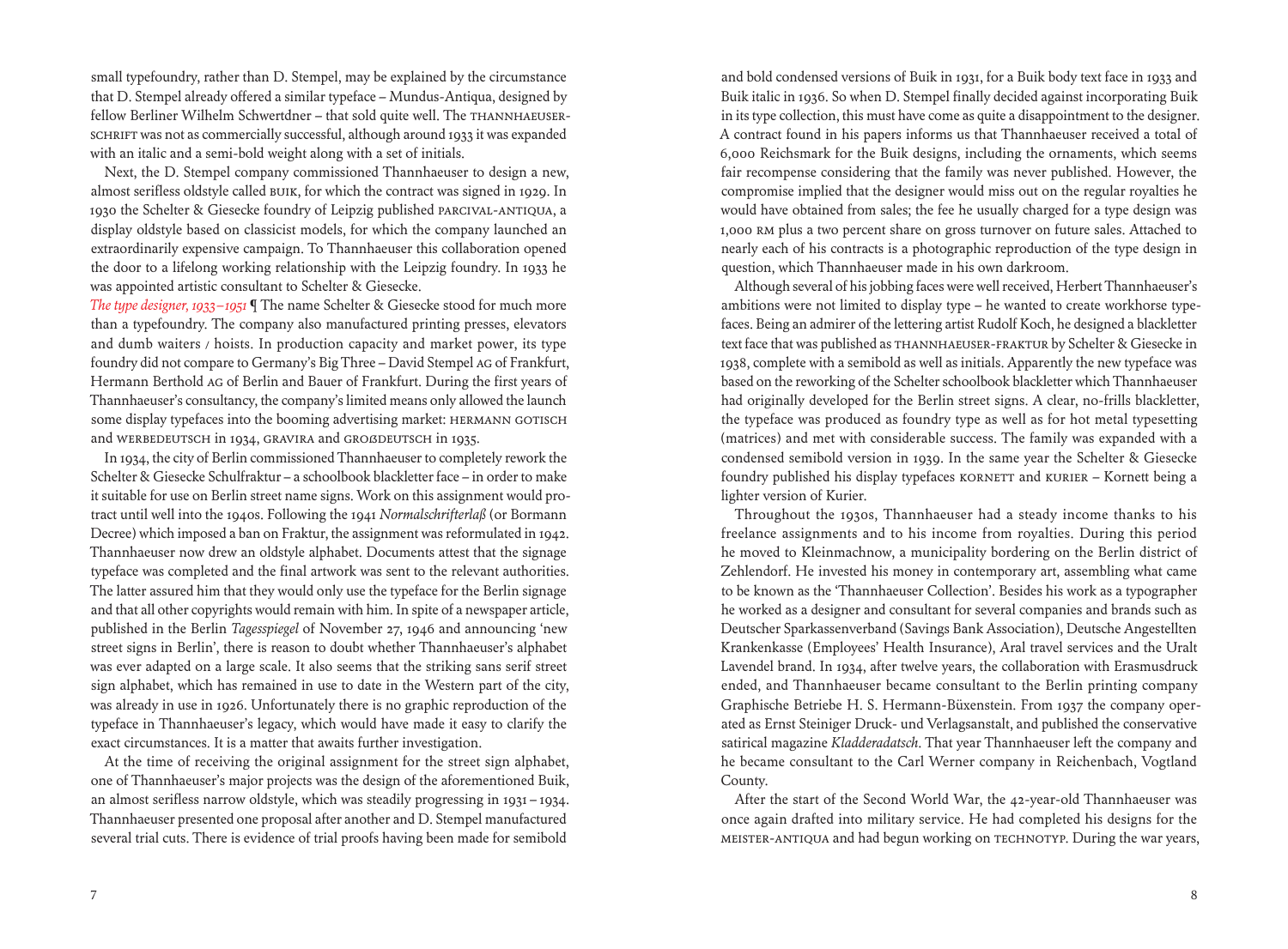small typefoundry, rather than D. Stempel, may be explained by the circumstance that D. Stempel already offered a similar typeface – Mundus-Antiqua, designed by fellow Berliner Wilhelm Schwertdner – that sold quite well. The THANNHAEUSER-SCHRIFT was not as commercially successful, although around 1933 it was expanded with an italic and a semi-bold weight along with a set of initials.

Next, the D. Stempel company commissioned Thannhaeuser to design a new, almost serifless oldstyle called BUIK, for which the contract was signed in 1929. In 1930 the Schelter & Giesecke foundry of Leipzig published PARCIVAL-ANTIQUA, a display oldstyle based on classicist models, for which the company launched an extraordinarily expensive campaign. To Thannhaeuser this collaboration opened the door to a lifelong working relationship with the Leipzig foundry. In 1933 he was appointed artistic consultant to Schelter & Giesecke.

*The type designer, 1933–1951* ¶ The name Schelter & Giesecke stood for much more than a typefoundry. The company also manufactured printing presses, elevators and dumb waiters / hoists. In production capacity and market power, its type foundry did not compare to Germany's Big Three – David Stempel AG of Frankfurt, Hermann Berthold AG of Berlin and Bauer of Frankfurt. During the first years of Thannhaeuser's consultancy, the company's limited means only allowed the launch some display typefaces into the booming advertising market: HERMANN GOTISCH and WERBEDEUTSCH in 1934, GRAVIRA and GROßDEUTSCH in 1935.

In 1934, the city of Berlin commissioned Thannhaeuser to completely rework the Schelter & Giesecke Schulfraktur – a schoolbook blackletter face – in order to make it suitable for use on Berlin street name signs. Work on this assignment would protract until well into the 1940s. Following the 1941 *Normalschrifterlaß* (or Bormann Decree) which imposed a ban on Fraktur, the assignment was reformulated in 1942. Thannhaeuser now drew an oldstyle alphabet. Documents attest that the signage typeface was completed and the final artwork was sent to the relevant authorities. The latter assured him that they would only use the typeface for the Berlin signage and that all other copyrights would remain with him. In spite of a newspaper article, published in the Berlin *Tagesspiegel* of November 27, 1946 and announcing 'new street signs in Berlin', there is reason to doubt whether Thannhaeuser's alphabet was ever adapted on a large scale. It also seems that the striking sans serif street sign alphabet, which has remained in use to date in the Western part of the city, was already in use in 1926. Unfortunately there is no graphic reproduction of the typeface in Thannhaeuser's legacy, which would have made it easy to clarify the exact circumstances. It is a matter that awaits further investigation.

At the time of receiving the original assignment for the street sign alphabet, one of Thannhaeuser's major projects was the design of the aforementioned Buik, an almost serifless narrow oldstyle, which was steadily progressing in 1931–1934. Thannhaeuser presented one proposal after another and D. Stempel manufactured several trial cuts. There is evidence of trial proofs having been made for semibold and bold condensed versions of Buik in 1931, for a Buik body text face in 1933 and Buik italic in 1936. So when D. Stempel finally decided against incorporating Buik in its type collection, this must have come as quite a disappointment to the designer. A contract found in his papers informs us that Thannhaeuser received a total of 6,000 Reichsmark for the Buik designs, including the ornaments, which seems fair recompense considering that the family was never published. However, the compromise implied that the designer would miss out on the regular royalties he would have obtained from sales; the fee he usually charged for a type design was 1,000 RM plus a two percent share on gross turnover on future sales. Attached to nearly each of his contracts is a photographic reproduction of the type design in question, which Thannhaeuser made in his own darkroom.

Although several of his jobbing faces were well received, Herbert Thannhaeuser's ambitions were not limited to display type – he wanted to create workhorse typefaces. Being an admirer of the lettering artist Rudolf Koch, he designed a blackletter text face that was published as THANNHAEUSER-FRAKTUR by Schelter & Giesecke in 1938, complete with a semibold as well as initials. Apparently the new typeface was based on the reworking of the Schelter schoolbook blackletter which Thannhaeuser had originally developed for the Berlin street signs. A clear, no-frills blackletter, the typeface was produced as foundry type as well as for hot metal typesetting (matrices) and met with considerable success. The family was expanded with a condensed semibold version in 1939. In the same year the Schelter & Giesecke foundry published his display typefaces KORNETT and KURIER – Kornett being a lighter version of Kurier.

Throughout the 1930s, Thannhaeuser had a steady income thanks to his freelance assignments and to his income from royalties. During this period he moved to Kleinmachnow, a municipality bordering on the Berlin district of Zehlendorf. He invested his money in contemporary art, assembling what came to be known as the 'Thannhaeuser Collection'. Besides his work as a typographer he worked as a designer and consultant for several companies and brands such as Deutscher Sparkassenverband (Savings Bank Association), Deutsche Angestellten Krankenkasse (Employees' Health Insurance), Aral travel services and the Uralt Lavendel brand. In 1934, after twelve years, the collaboration with Erasmusdruck ended, and Thannhaeuser became consultant to the Berlin printing company Graphische Betriebe H. S. Hermann-Büxenstein. From 1937 the company operated as Ernst Steiniger Druck- und Verlagsanstalt, and published the conservative satirical magazine *Kladderadatsch*. That year Thannhaeuser left the company and he became consultant to the Carl Werner company in Reichenbach, Vogtland County.

After the start of the Second World War, the 42-year-old Thannhaeuser was once again drafted into military service. He had completed his designs for the MEISTER-ANTIQUA and had begun working on TECHNOTYP. During the war years,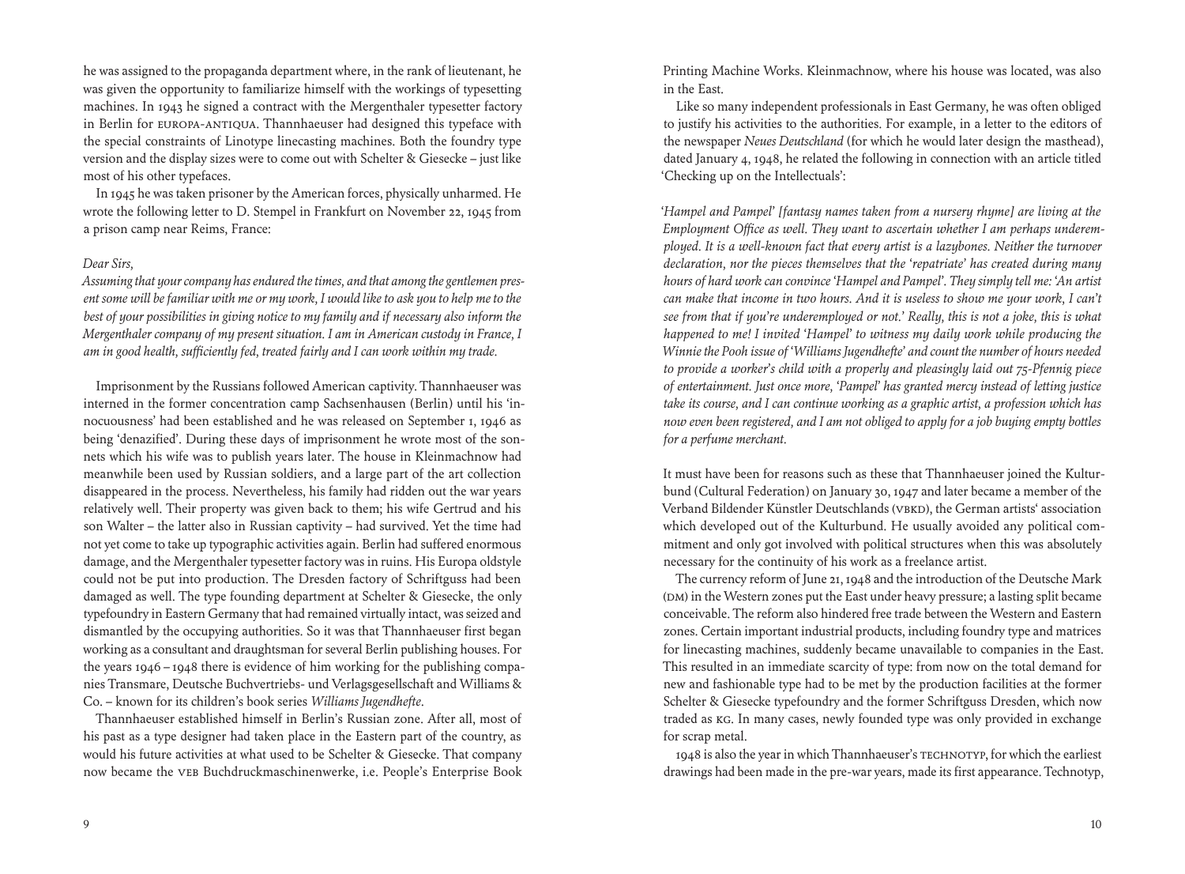he was assigned to the propaganda department where, in the rank of lieutenant, he was given the opportunity to familiarize himself with the workings of typesetting machines. In 1943 he signed a contract with the Mergenthaler typesetter factory in Berlin for EUROPA-ANTIQUA. Thannhaeuser had designed this typeface with the special constraints of Linotype linecasting machines. Both the foundry type version and the display sizes were to come out with Schelter & Giesecke – just like most of his other typefaces.

In 1945 he was taken prisoner by the American forces, physically unharmed. He wrote the following letter to D. Stempel in Frankfurt on November 22, 1945 from a prison camp near Reims, France:

*Dear Sirs,*
*Assuming that your company has endured the times, and that among the gentlemen present some will be familiar with me or my work, I would like to ask you to help me to the best of your possibilities in giving notice to my family and if necessary also inform the Mergenthaler company of my present situation. I am in American custody in France, I am in good health, sufficiently fed, treated fairly and I can work within my trade.*

Imprisonment by the Russians followed American captivity. Thannhaeuser was interned in the former concentration camp Sachsenhausen (Berlin) until his 'innocuousness' had been established and he was released on September 1, 1946 as being 'denazified'. During these days of imprisonment he wrote most of the sonnets which his wife was to publish years later. The house in Kleinmachnow had meanwhile been used by Russian soldiers, and a large part of the art collection disappeared in the process. Nevertheless, his family had ridden out the war years relatively well. Their property was given back to them; his wife Gertrud and his son Walter – the latter also in Russian captivity – had survived. Yet the time had not yet come to take up typographic activities again. Berlin had suffered enormous damage, and the Mergenthaler typesetter factory was in ruins. His Europa oldstyle could not be put into production. The Dresden factory of Schriftguss had been damaged as well. The type founding department at Schelter & Giesecke, the only typefoundry in Eastern Germany that had remained virtually intact, was seized and dismantled by the occupying authorities. So it was that Thannhaeuser first began working as a consultant and draughtsman for several Berlin publishing houses. For the years 1946 – 1948 there is evidence of him working for the publishing companies Transmare, Deutsche Buchvertriebs- und Verlagsgesellschaft and Williams & Co. – known for its children's book series *Williams Jugendhefte*.

Thannhaeuser established himself in Berlin's Russian zone. After all, most of his past as a type designer had taken place in the Eastern part of the country, as would his future activities at what used to be Schelter & Giesecke. That company now became the VEB Buchdruckmaschinenwerke, i.e. People's Enterprise Book Printing Machine Works. Kleinmachnow, where his house was located, was also in the East.

Like so many independent professionals in East Germany, he was often obliged to justify his activities to the authorities. For example, in a letter to the editors of the newspaper *Neues Deutschland* (for which he would later design the masthead), dated January 4, 1948, he related the following in connection with an article titled 'Checking up on the Intellectuals':

*'Hampel and Pampel' [fantasy names taken from a nursery rhyme] are living at the Employment Office as well. They want to ascertain whether I am perhaps underemployed. It is a well-known fact that every artist is a lazybones. Neither the turnover declaration, nor the pieces themselves that the 'repatriate' has created during many hours of hard work can convince 'Hampel and Pampel'. They simply tell me: 'An artist can make that income in two hours. And it is useless to show me your work, I can't see from that if you're underemployed or not.' Really, this is not a joke, this is what happened to me! I invited 'Hampel' to witness my daily work while producing the Winnie the Pooh issue of 'Williams Jugendhefte' and count the number of hours needed to provide a worker's child with a properly and pleasingly laid out 75-Pfennig piece of entertainment. Just once more, 'Pampel' has granted mercy instead of letting justice take its course, and I can continue working as a graphic artist, a profession which has now even been registered, and I am not obliged to apply for a job buying empty bottles for a perfume merchant.*

It must have been for reasons such as these that Thannhaeuser joined the Kulturbund (Cultural Federation) on January 30, 1947 and later became a member of the Verband Bildender Künstler Deutschlands (VBKD), the German artists' association which developed out of the Kulturbund. He usually avoided any political commitment and only got involved with political structures when this was absolutely necessary for the continuity of his work as a freelance artist.

The currency reform of June 21, 1948 and the introduction of the Deutsche Mark (DM) in the Western zones put the East under heavy pressure; a lasting split became conceivable. The reform also hindered free trade between the Western and Eastern zones. Certain important industrial products, including foundry type and matrices for linecasting machines, suddenly became unavailable to companies in the East. This resulted in an immediate scarcity of type: from now on the total demand for new and fashionable type had to be met by the production facilities at the former Schelter & Giesecke typefoundry and the former Schriftguss Dresden, which now traded as KG. In many cases, newly founded type was only provided in exchange for scrap metal.

1948 is also the year in which Thannhaeuser's TECHNOTYP, for which the earliest drawings had been made in the pre-war years, made its first appearance. Technotyp,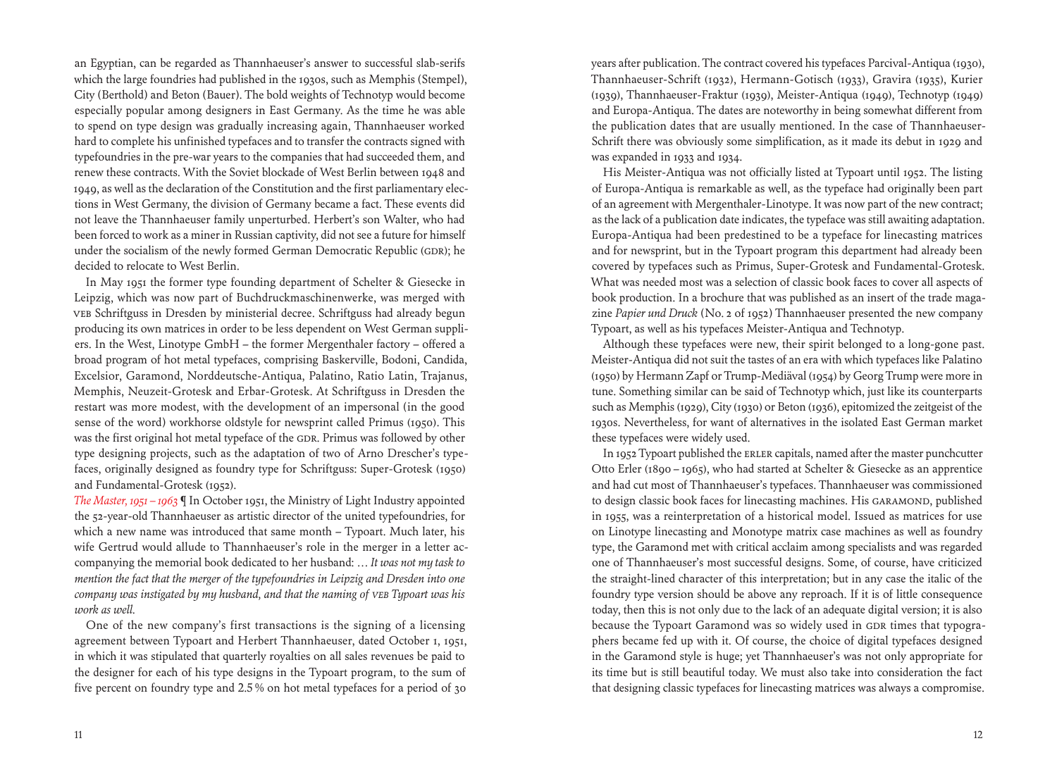an Egyptian, can be regarded as Thannhaeuser's answer to successful slab-serifs which the large foundries had published in the 1930s, such as Memphis (Stempel), City (Berthold) and Beton (Bauer). The bold weights of Technotyp would become especially popular among designers in East Germany. As the time he was able to spend on type design was gradually increasing again, Thannhaeuser worked hard to complete his unfinished typefaces and to transfer the contracts signed with typefoundries in the pre-war years to the companies that had succeeded them, and renew these contracts. With the Soviet blockade of West Berlin between 1948 and 1949, as well as the declaration of the Constitution and the first parliamentary elections in West Germany, the division of Germany became a fact. These events did not leave the Thannhaeuser family unperturbed. Herbert's son Walter, who had been forced to work as a miner in Russian captivity, did not see a future for himself under the socialism of the newly formed German Democratic Republic (GDR); he decided to relocate to West Berlin.

In May 1951 the former type founding department of Schelter & Giesecke in Leipzig, which was now part of Buchdruckmaschinenwerke, was merged with VEB Schriftguss in Dresden by ministerial decree. Schriftguss had already begun producing its own matrices in order to be less dependent on West German suppliers. In the West, Linotype GmbH – the former Mergenthaler factory – offered a broad program of hot metal typefaces, comprising Baskerville, Bodoni, Candida, Excelsior, Garamond, Norddeutsche-Antiqua, Palatino, Ratio Latin, Trajanus, Memphis, Neuzeit-Grotesk and Erbar-Grotesk. At Schriftguss in Dresden the restart was more modest, with the development of an impersonal (in the good sense of the word) workhorse oldstyle for newsprint called Primus (1950). This was the first original hot metal typeface of the GDR. Primus was followed by other type designing projects, such as the adaptation of two of Arno Drescher's typefaces, originally designed as foundry type for Schriftguss: Super-Grotesk (1950) and Fundamental-Grotesk (1952).

*The Master, 1951 – 1963* ¶ In October 1951, the Ministry of Light Industry appointed the 52-year-old Thannhaeuser as artistic director of the united typefoundries, for which a new name was introduced that same month – Typoart. Much later, his wife Gertrud would allude to Thannhaeuser's role in the merger in a letter accompanying the memorial book dedicated to her husband: *… It was not my task to mention the fact that the merger of the typefoundries in Leipzig and Dresden into one company was instigated by my husband, and that the naming of VEB Typoart was his work as well.*

One of the new company's first transactions is the signing of a licensing agreement between Typoart and Herbert Thannhaeuser, dated October 1, 1951, in which it was stipulated that quarterly royalties on all sales revenues be paid to the designer for each of his type designs in the Typoart program, to the sum of five percent on foundry type and 2.5 % on hot metal typefaces for a period of 30 years after publication. The contract covered his typefaces Parcival-Antiqua (1930), Thannhaeuser-Schrift (1932), Hermann-Gotisch (1933), Gravira (1935), Kurier (1939), Thannhaeuser-Fraktur (1939), Meister-Antiqua (1949), Technotyp (1949) and Europa-Antiqua. The dates are noteworthy in being somewhat different from the publication dates that are usually mentioned. In the case of Thannhaeuser-Schrift there was obviously some simplification, as it made its debut in 1929 and was expanded in 1933 and 1934.

His Meister-Antiqua was not officially listed at Typoart until 1952. The listing of Europa-Antiqua is remarkable as well, as the typeface had originally been part of an agreement with Mergenthaler-Linotype. It was now part of the new contract; as the lack of a publication date indicates, the typeface was still awaiting adaptation. Europa-Antiqua had been predestined to be a typeface for linecasting matrices and for newsprint, but in the Typoart program this department had already been covered by typefaces such as Primus, Super-Grotesk and Fundamental-Grotesk. What was needed most was a selection of classic book faces to cover all aspects of book production. In a brochure that was published as an insert of the trade magazine *Papier und Druck* (No. 2 of 1952) Thannhaeuser presented the new company Typoart, as well as his typefaces Meister-Antiqua and Technotyp.

Although these typefaces were new, their spirit belonged to a long-gone past. Meister-Antiqua did not suit the tastes of an era with which typefaces like Palatino (1950) by Hermann Zapf or Trump-Mediäval (1954) by Georg Trump were more in tune. Something similar can be said of Technotyp which, just like its counterparts such as Memphis (1929), City (1930) or Beton (1936), epitomized the zeitgeist of the 1930s. Nevertheless, for want of alternatives in the isolated East German market these typefaces were widely used.

In 1952 Typoart published the ERLER capitals, named after the master punchcutter Otto Erler (1890 – 1965), who had started at Schelter & Giesecke as an apprentice and had cut most of Thannhaeuser's typefaces. Thannhaeuser was commissioned to design classic book faces for linecasting machines. His GARAMOND, published in 1955, was a reinterpretation of a historical model. Issued as matrices for use on Linotype linecasting and Monotype matrix case machines as well as foundry type, the Garamond met with critical acclaim among specialists and was regarded one of Thannhaeuser's most successful designs. Some, of course, have criticized the straight-lined character of this interpretation; but in any case the italic of the foundry type version should be above any reproach. If it is of little consequence today, then this is not only due to the lack of an adequate digital version; it is also because the Typoart Garamond was so widely used in GDR times that typographers became fed up with it. Of course, the choice of digital typefaces designed in the Garamond style is huge; yet Thannhaeuser's was not only appropriate for its time but is still beautiful today. We must also take into consideration the fact that designing classic typefaces for linecasting matrices was always a compromise.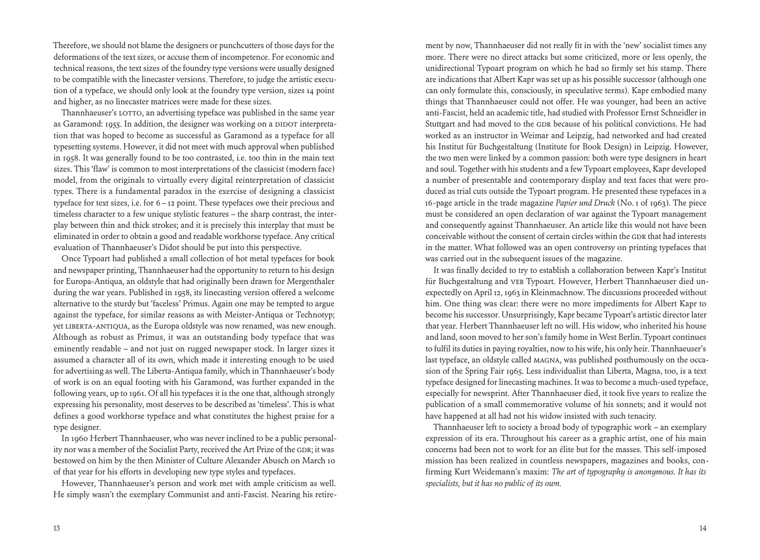Therefore, we should not blame the designers or punchcutters of those days for the deformations of the text sizes, or accuse them of incompetence. For economic and technical reasons, the text sizes of the foundry type versions were usually designed to be compatible with the linecaster versions. Therefore, to judge the artistic execution of a typeface, we should only look at the foundry type version, sizes 14 point and higher, as no linecaster matrices were made for these sizes.

Thannhaeuser's LOTTO, an advertising typeface was published in the same year as Garamond: 1955. In addition, the designer was working on a DIDOT interpretation that was hoped to become as successful as Garamond as a typeface for all typesetting systems. However, it did not meet with much approval when published in 1958. It was generally found to be too contrasted, i.e. too thin in the main text sizes. This 'flaw' is common to most interpretations of the classicist (modern face) model, from the originals to virtually every digital reinterpretation of classicist types. There is a fundamental paradox in the exercise of designing a classicist typeface for text sizes, i.e. for 6 – 12 point. These typefaces owe their precious and timeless character to a few unique stylistic features – the sharp contrast, the interplay between thin and thick strokes; and it is precisely this interplay that must be eliminated in order to obtain a good and readable workhorse typeface. Any critical evaluation of Thannhaeuser's Didot should be put into this perspective.

Once Typoart had published a small collection of hot metal typefaces for book and newspaper printing, Thannhaeuser had the opportunity to return to his design for Europa-Antiqua, an oldstyle that had originally been drawn for Mergenthaler during the war years. Published in 1958, its linecasting version offered a welcome alternative to the sturdy but 'faceless' Primus. Again one may be tempted to argue against the typeface, for similar reasons as with Meister-Antiqua or Technotyp; yet LIBERTA-ANTIQUA, as the Europa oldstyle was now renamed, was new enough. Although as robust as Primus, it was an outstanding body typeface that was eminently readable – and not just on rugged newspaper stock. In larger sizes it assumed a character all of its own, which made it interesting enough to be used for advertising as well. The Liberta-Antiqua family, which in Thannhaeuser's body of work is on an equal footing with his Garamond, was further expanded in the following years, up to 1961. Of all his typefaces it is the one that, although strongly expressing his personality, most deserves to be described as 'timeless'. This is what defines a good workhorse typeface and what constitutes the highest praise for a type designer.

In 1960 Herbert Thannhaeuser, who was never inclined to be a public personality nor was a member of the Socialist Party, received the Art Prize of the GDR; it was bestowed on him by the then Minister of Culture Alexander Abusch on March 10 of that year for his efforts in developing new type styles and typefaces.

However, Thannhaeuser's person and work met with ample criticism as well. He simply wasn't the exemplary Communist and anti-Fascist. Nearing his retirement by now, Thannhaeuser did not really fit in with the 'new' socialist times any more. There were no direct attacks but some criticized, more or less openly, the unidirectional Typoart program on which he had so firmly set his stamp. There are indications that Albert Kapr was set up as his possible successor (although one can only formulate this, consciously, in speculative terms). Kapr embodied many things that Thannhaeuser could not offer. He was younger, had been an active anti-Fascist, held an academic title, had studied with Professor Ernst Schneidler in Stuttgart and had moved to the GDR because of his political convictions. He had worked as an instructor in Weimar and Leipzig, had networked and had created his Institut für Buchgestaltung (Institute for Book Design) in Leipzig. However, the two men were linked by a common passion: both were type designers in heart and soul. Together with his students and a few Typoart employees, Kapr developed a number of presentable and contemporary display and text faces that were produced as trial cuts outside the Typoart program. He presented these typefaces in a 16-page article in the trade magazine *Papier und Druck* (No. 1 of 1963). The piece must be considered an open declaration of war against the Typoart management and consequently against Thannhaeuser. An article like this would not have been conceivable without the consent of certain circles within the GDR that had interests in the matter. What followed was an open controversy on printing typefaces that was carried out in the subsequent issues of the magazine.

It was finally decided to try to establish a collaboration between Kapr's Institut für Buchgestaltung and VEB Typoart. However, Herbert Thannhaeuser died unexpectedly on April 12, 1963 in Kleinmachnow. The discussions proceeded without him. One thing was clear: there were no more impediments for Albert Kapr to become his successor. Unsurprisingly, Kapr became Typoart's artistic director later that year. Herbert Thannhaeuser left no will. His widow, who inherited his house and land, soon moved to her son's family home in West Berlin. Typoart continues to fulfil its duties in paying royalties, now to his wife, his only heir. Thannhaeuser's last typeface, an oldstyle called MAGNA, was published posthumously on the occasion of the Spring Fair 1965. Less individualist than Liberta, Magna, too, is a text typeface designed for linecasting machines. It was to become a much-used typeface, especially for newsprint. After Thannhaeuser died, it took five years to realize the publication of a small commemorative volume of his sonnets; and it would not have happened at all had not his widow insisted with such tenacity.

Thannhaeuser left to society a broad body of typographic work – an exemplary expression of its era. Throughout his career as a graphic artist, one of his main concerns had been not to work for an élite but for the masses. This self-imposed mission has been realized in countless newspapers, magazines and books, confirming Kurt Weidemann's maxim: *The art of typography is anonymous. It has its specialists, but it has no public of its own.*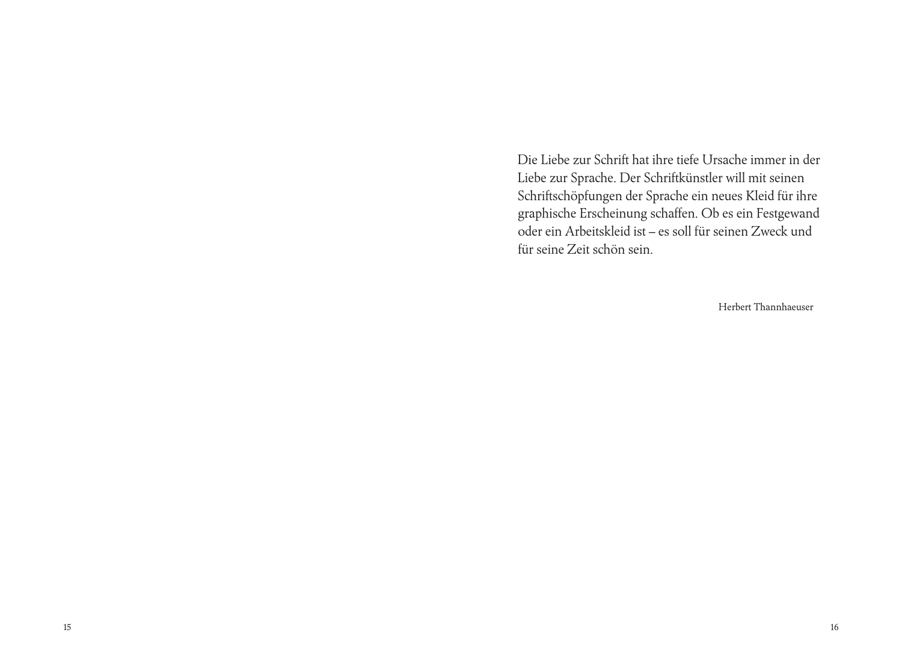Die Liebe zur Schrift hat ihre tiefe Ursache immer in der Liebe zur Sprache. Der Schriftkünstler will mit seinen Schriftschöpfungen der Sprache ein neues Kleid für ihre graphische Erscheinung schaffen. Ob es ein Festgewand oder ein Arbeitskleid ist – es soll für seinen Zweck und für seine Zeit schön sein.

Herbert Thannhaeuser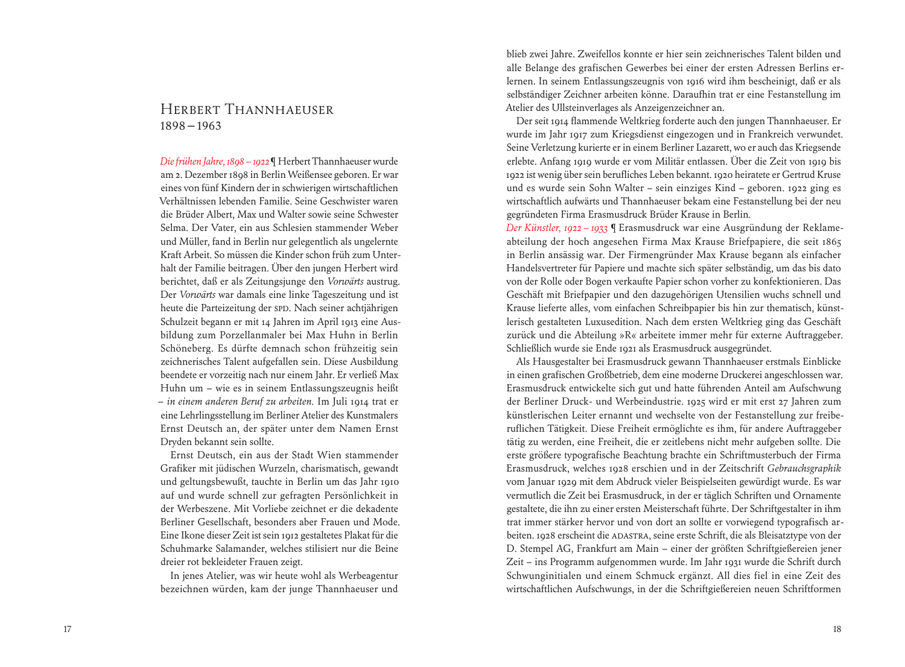# Herbert Thannhaeuser
1898 – 1963

*Die frühen Jahre, 1898 – 1922* ¶ Herbert Thannhaeuser wurde am 2. Dezember 1898 in Berlin Weißensee geboren. Er war eines von fünf Kindern der in schwierigen wirtschaftlichen Verhältnissen lebenden Familie. Seine Geschwister waren die Brüder Albert, Max und Walter sowie seine Schwester Selma. Der Vater, ein aus Schlesien stammender Weber und Müller, fand in Berlin nur gelegentlich als ungelernte Kraft Arbeit. So müssen die Kinder schon früh zum Unterhalt der Familie beitragen. Über den jungen Herbert wird berichtet, daß er als Zeitungsjunge den *Vorwärts* austrug. Der *Vorwärts* war damals eine linke Tageszeitung und ist heute die Parteizeitung der SPD. Nach seiner achtjährigen Schulzeit begann er mit 14 Jahren im April 1913 eine Ausbildung zum Porzellanmaler bei Max Huhn in Berlin Schöneberg. Es dürfte demnach schon frühzeitig sein zeichnerisches Talent aufgefallen sein. Diese Ausbildung beendete er vorzeitig nach nur einem Jahr. Er verließ Max Huhn um – wie es in seinem Entlassungszeugnis heißt – *in einem anderen Beruf zu arbeiten.* Im Juli 1914 trat er eine Lehrlingsstellung im Berliner Atelier des Kunstmalers Ernst Deutsch an, der später unter dem Namen Ernst Dryden bekannt sein sollte.

Ernst Deutsch, ein aus der Stadt Wien stammender Grafiker mit jüdischen Wurzeln, charismatisch, gewandt und geltungsbewußt, tauchte in Berlin um das Jahr 1910 auf und wurde schnell zur gefragten Persönlichkeit in der Werbeszene. Mit Vorliebe zeichnet er die dekadente Berliner Gesellschaft, besonders aber Frauen und Mode. Eine Ikone dieser Zeit ist sein 1912 gestaltetes Plakat für die Schuhmarke Salamander, welches stilisiert nur die Beine dreier rot bekleideter Frauen zeigt.

In jenes Atelier, was wir heute wohl als Werbeagentur bezeichnen würden, kam der junge Thannhaeuser und blieb zwei Jahre. Zweifellos konnte er hier sein zeichnerisches Talent bilden und alle Belange des grafischen Gewerbes bei einer der ersten Adressen Berlins erlernen. In seinem Entlassungszeugnis von 1916 wird ihm bescheinigt, daß er als selbständiger Zeichner arbeiten könne. Daraufhin trat er eine Festanstellung im Atelier des Ullsteinverlages als Anzeigenzeichner an.

Der seit 1914 flammende Weltkrieg forderte auch den jungen Thannhaeuser. Er wurde im Jahr 1917 zum Kriegsdienst eingezogen und in Frankreich verwundet. Seine Verletzung kurierte er in einem Berliner Lazarett, wo er auch das Kriegsende erlebte. Anfang 1919 wurde er vom Militär entlassen. Über die Zeit von 1919 bis 1922 ist wenig über sein berufliches Leben bekannt. 1920 heiratete er Gertrud Kruse und es wurde sein Sohn Walter – sein einziges Kind – geboren. 1922 ging es wirtschaftlich aufwärts und Thannhaeuser bekam eine Festanstellung bei der neu gegründeten Firma Erasmusdruck Brüder Krause in Berlin.

*Der Künstler, 1922 – 1933* ¶ Erasmusdruck war eine Ausgründung der Reklameabteilung der hoch angesehenen Firma Max Krause Briefpapiere, die seit 1865 in Berlin ansässig war. Der Firmengründer Max Krause begann als einfacher Handelsvertreter für Papiere und machte sich später selbständig, um das bis dato von der Rolle oder Bogen verkaufte Papier schon vorher zu konfektionieren. Das Geschäft mit Briefpapier und den dazugehörigen Utensilien wuchs schnell und Krause lieferte alles, vom einfachen Schreibpapier bis hin zur thematisch, künstlerisch gestalteten Luxusedition. Nach dem ersten Weltkrieg ging das Geschäft zurück und die Abteilung »R« arbeitete immer mehr für externe Auftraggeber. Schließlich wurde sie Ende 1921 als Erasmusdruck ausgegründet.

Als Hausgestalter bei Erasmusdruck gewann Thannhaeuser erstmals Einblicke in einen grafischen Großbetrieb, dem eine moderne Druckerei angeschlossen war. Erasmusdruck entwickelte sich gut und hatte führenden Anteil am Aufschwung der Berliner Druck- und Werbeindustrie. 1925 wird er mit erst 27 Jahren zum künstlerischen Leiter ernannt und wechselte von der Festanstellung zur freiberuflichen Tätigkeit. Diese Freiheit ermöglichte es ihm, für andere Auftraggeber tätig zu werden, eine Freiheit, die er zeitlebens nicht mehr aufgeben sollte. Die erste größere typografische Beachtung brachte ein Schriftmusterbuch der Firma Erasmusdruck, welches 1928 erschien und in der Zeitschrift *Gebrauchsgraphik* vom Januar 1929 mit dem Abdruck vieler Beispielseiten gewürdigt wurde. Es war vermutlich die Zeit bei Erasmusdruck, in der er täglich Schriften und Ornamente gestaltete, die ihn zu einer ersten Meisterschaft führte. Der Schriftgestalter in ihm trat immer stärker hervor und von dort an sollte er vorwiegend typografisch arbeiten. 1928 erscheint die ADASTRA, seine erste Schrift, die als Bleisatztype von der D. Stempel AG, Frankfurt am Main – einer der größten Schriftgießereien jener Zeit – ins Programm aufgenommen wurde. Im Jahr 1931 wurde die Schrift durch Schwunginitialen und einem Schmuck ergänzt. All dies fiel in eine Zeit des wirtschaftlichen Aufschwungs, in der die Schriftgießereien neuen Schriftformen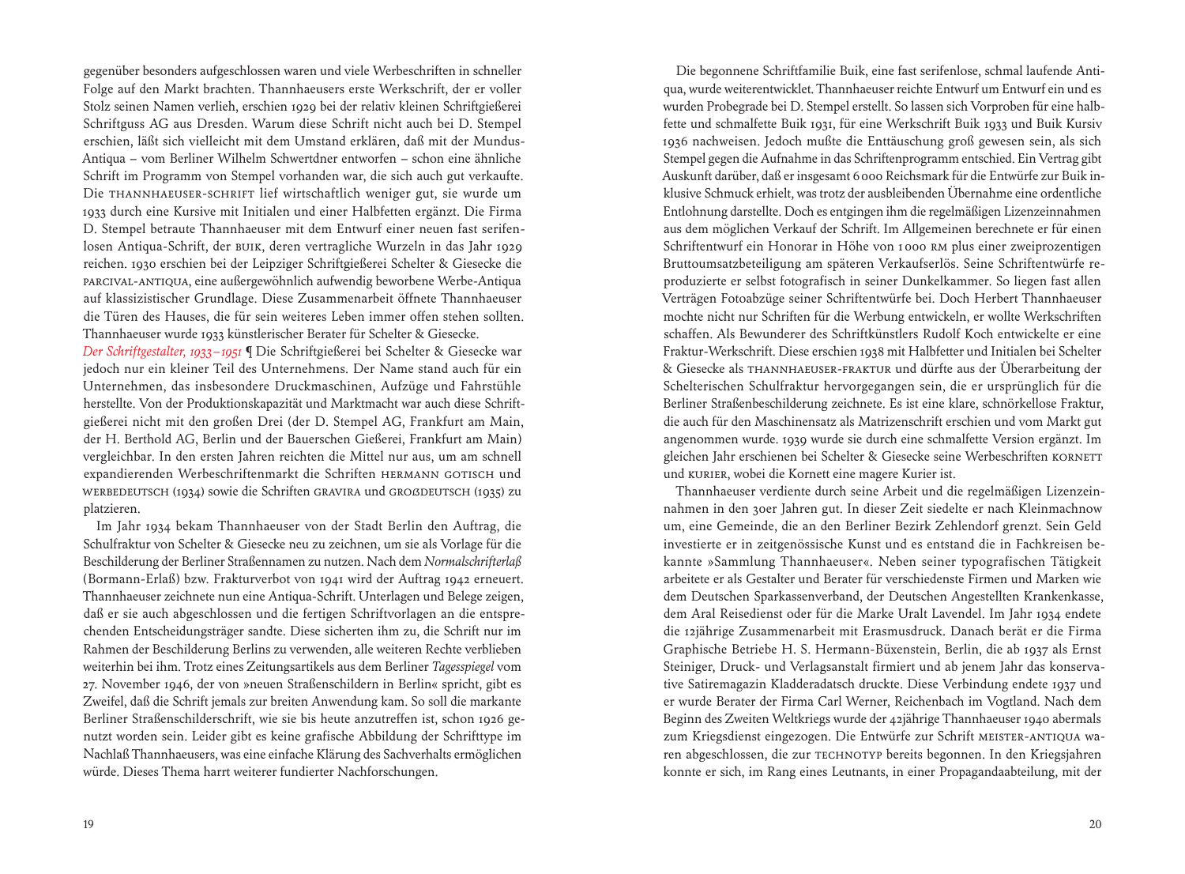gegenüber besonders aufgeschlossen waren und viele Werbeschriften in schneller Folge auf den Markt brachten. Thannhaeusers erste Werkschrift, der er voller Stolz seinen Namen verlieh, erschien 1929 bei der relativ kleinen Schriftgießerei Schriftguss AG aus Dresden. Warum diese Schrift nicht auch bei D. Stempel erschien, läßt sich vielleicht mit dem Umstand erklären, daß mit der Mundus-Antiqua – vom Berliner Wilhelm Schwertdner entworfen – schon eine ähnliche Schrift im Programm von Stempel vorhanden war, die sich auch gut verkaufte. Die THANNHAEUSER-SCHRIFT lief wirtschaftlich weniger gut, sie wurde um 1933 durch eine Kursive mit Initialen und einer Halbfetten ergänzt. Die Firma D. Stempel betraute Thannhaeuser mit dem Entwurf einer neuen fast serifenlosen Antiqua-Schrift, der BUIK, deren vertragliche Wurzeln in das Jahr 1929 reichen. 1930 erschien bei der Leipziger Schriftgießerei Schelter & Giesecke die PARCIVAL-ANTIQUA, eine außergewöhnlich aufwendig beworbene Werbe-Antiqua auf klassizistischer Grundlage. Diese Zusammenarbeit öffnete Thannhaeuser die Türen des Hauses, die für sein weiteres Leben immer offen stehen sollten. Thannhaeuser wurde 1933 künstlerischer Berater für Schelter & Giesecke.

*Der Schriftgestalter, 1933–1951* ¶ Die Schriftgießerei bei Schelter & Giesecke war jedoch nur ein kleiner Teil des Unternehmens. Der Name stand auch für ein Unternehmen, das insbesondere Druckmaschinen, Aufzüge und Fahrstühle herstellte. Von der Produktionskapazität und Marktmacht war auch diese Schriftgießerei nicht mit den großen Drei (der D. Stempel AG, Frankfurt am Main, der H. Berthold AG, Berlin und der Bauerschen Gießerei, Frankfurt am Main) vergleichbar. In den ersten Jahren reichten die Mittel nur aus, um am schnell expandierenden Werbeschriftenmarkt die Schriften HERMANN GOTISCH und WERBEDEUTSCH (1934) sowie die Schriften GRAVIRA und GROßDEUTSCH (1935) zu platzieren.

Im Jahr 1934 bekam Thannhaeuser von der Stadt Berlin den Auftrag, die Schulfraktur von Schelter & Giesecke neu zu zeichnen, um sie als Vorlage für die Beschilderung der Berliner Straßennamen zu nutzen. Nach dem *Normalschrifterlaß* (Bormann-Erlaß) bzw. Frakturverbot von 1941 wird der Auftrag 1942 erneuert. Thannhaeuser zeichnete nun eine Antiqua-Schrift. Unterlagen und Belege zeigen, daß er sie auch abgeschlossen und die fertigen Schriftvorlagen an die entsprechenden Entscheidungsträger sandte. Diese sicherten ihm zu, die Schrift nur im Rahmen der Beschilderung Berlins zu verwenden, alle weiteren Rechte verblieben weiterhin bei ihm. Trotz eines Zeitungsartikels aus dem Berliner *Tagesspiegel* vom 27. November 1946, der von »neuen Straßenschildern in Berlin« spricht, gibt es Zweifel, daß die Schrift jemals zur breiten Anwendung kam. So soll die markante Berliner Straßenschilderschrift, wie sie bis heute anzutreffen ist, schon 1926 genutzt worden sein. Leider gibt es keine grafische Abbildung der Schrifttype im Nachlaß Thannhaeusers, was eine einfache Klärung des Sachverhalts ermöglichen würde. Dieses Thema harrt weiterer fundierter Nachforschungen.

Die begonnene Schriftfamilie Buik, eine fast serifenlose, schmal laufende Antiqua, wurde weiterentwicklet. Thannhaeuser reichte Entwurf um Entwurf ein und es wurden Probegrade bei D. Stempel erstellt. So lassen sich Vorproben für eine halbfette und schmalfette Buik 1931, für eine Werkschrift Buik 1933 und Buik Kursiv 1936 nachweisen. Jedoch mußte die Enttäuschung groß gewesen sein, als sich Stempel gegen die Aufnahme in das Schriftenprogramm entschied. Ein Vertrag gibt Auskunft darüber, daß er insgesamt 6000 Reichsmark für die Entwürfe zur Buik inklusive Schmuck erhielt, was trotz der ausbleibenden Übernahme eine ordentliche Entlohnung darstellte. Doch es entgingen ihm die regelmäßigen Lizenzeinnahmen aus dem möglichen Verkauf der Schrift. Im Allgemeinen berechnete er für einen Schriftentwurf ein Honorar in Höhe von 1000 RM plus einer zweiprozentigen Bruttoumsatzbeteiligung am späteren Verkaufserlös. Seine Schriftentwürfe reproduzierte er selbst fotografisch in seiner Dunkelkammer. So liegen fast allen Verträgen Fotoabzüge seiner Schriftentwürfe bei. Doch Herbert Thannhaeuser mochte nicht nur Schriften für die Werbung entwickeln, er wollte Werkschriften schaffen. Als Bewunderer des Schriftkünstlers Rudolf Koch entwickelte er eine Fraktur-Werkschrift. Diese erschien 1938 mit Halbfetter und Initialen bei Schelter & Giesecke als THANNHAEUSER-FRAKTUR und dürfte aus der Überarbeitung der Schelterischen Schulfraktur hervorgegangen sein, die er ursprünglich für die Berliner Straßenbeschilderung zeichnete. Es ist eine klare, schnörkellose Fraktur, die auch für den Maschinensatz als Matrizenschrift erschien und vom Markt gut angenommen wurde. 1939 wurde sie durch eine schmalfette Version ergänzt. Im gleichen Jahr erschienen bei Schelter & Giesecke seine Werbeschriften KORNETT und KURIER, wobei die Kornett eine magere Kurier ist.

Thannhaeuser verdiente durch seine Arbeit und die regelmäßigen Lizenzeinnahmen in den 30er Jahren gut. In dieser Zeit siedelte er nach Kleinmachnow um, eine Gemeinde, die an den Berliner Bezirk Zehlendorf grenzt. Sein Geld investierte er in zeitgenössische Kunst und es entstand die in Fachkreisen bekannte »Sammlung Thannhaeuser«. Neben seiner typografischen Tätigkeit arbeitete er als Gestalter und Berater für verschiedenste Firmen und Marken wie dem Deutschen Sparkassenverband, der Deutschen Angestellten Krankenkasse, dem Aral Reisedienst oder für die Marke Uralt Lavendel. Im Jahr 1934 endete die 12jährige Zusammenarbeit mit Erasmusdruck. Danach berät er die Firma Graphische Betriebe H. S. Hermann-Büxenstein, Berlin, die ab 1937 als Ernst Steiniger, Druck- und Verlagsanstalt firmiert und ab jenem Jahr das konservative Satiremagazin Kladderadatsch druckte. Diese Verbindung endete 1937 und er wurde Berater der Firma Carl Werner, Reichenbach im Vogtland. Nach dem Beginn des Zweiten Weltkriegs wurde der 42jährige Thannhaeuser 1940 abermals zum Kriegsdienst eingezogen. Die Entwürfe zur Schrift MEISTER-ANTIQUA waren abgeschlossen, die zur TECHNOTYP bereits begonnen. In den Kriegsjahren konnte er sich, im Rang eines Leutnants, in einer Propagandaabteilung, mit der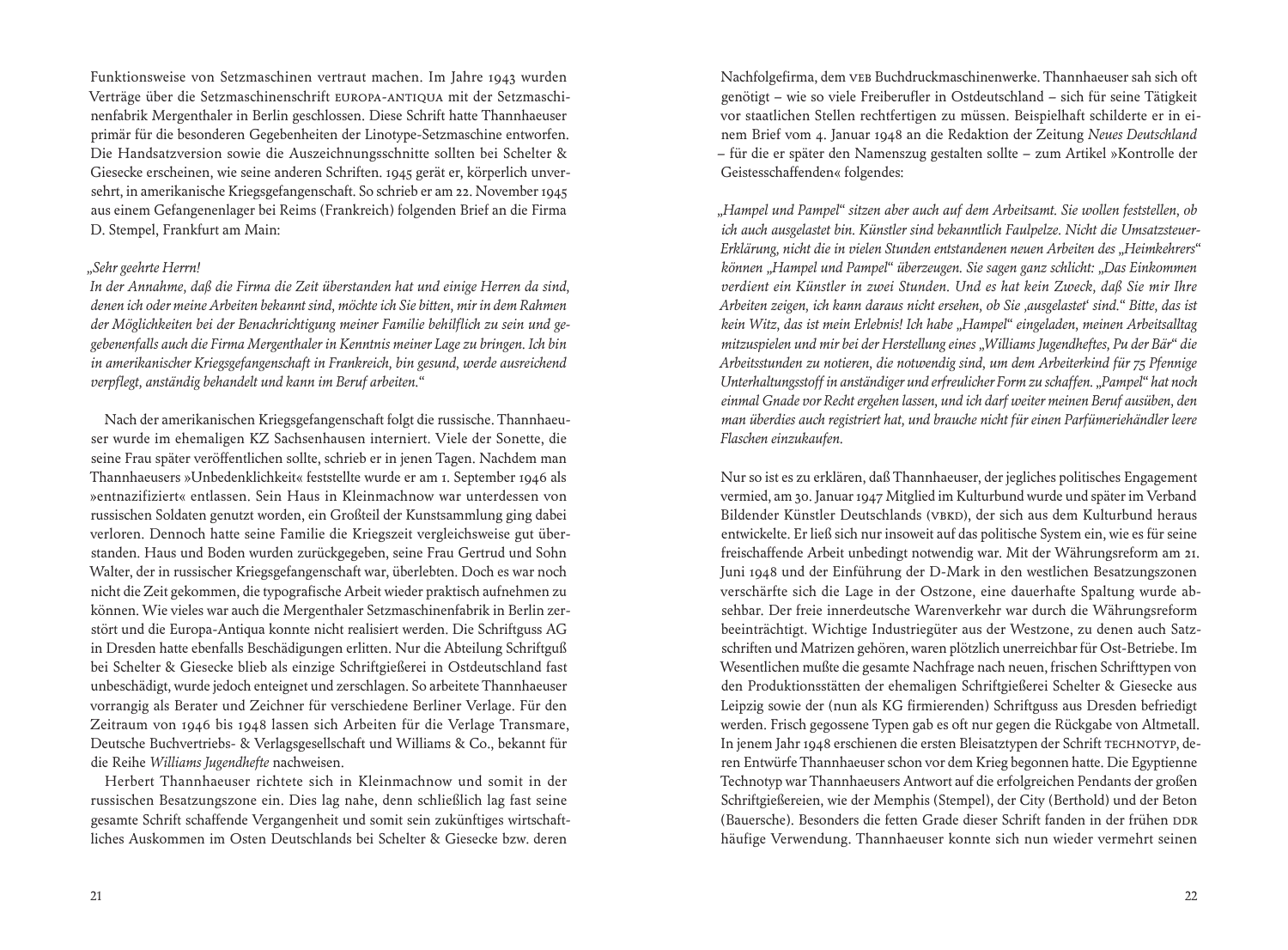Funktionsweise von Setzmaschinen vertraut machen. Im Jahre 1943 wurden Verträge über die Setzmaschinenschrift EUROPA-ANTIQUA mit der Setzmaschinenfabrik Mergenthaler in Berlin geschlossen. Diese Schrift hatte Thannhaeuser primär für die besonderen Gegebenheiten der Linotype-Setzmaschine entworfen. Die Handsatzversion sowie die Auszeichnungsschnitte sollten bei Schelter & Giesecke erscheinen, wie seine anderen Schriften. 1945 gerät er, körperlich unversehrt, in amerikanische Kriegsgefangenschaft. So schrieb er am 22. November 1945 aus einem Gefangenenlager bei Reims (Frankreich) folgenden Brief an die Firma D. Stempel, Frankfurt am Main:

*„Sehr geehrte Herrn!*
*In der Annahme, daß die Firma die Zeit überstanden hat und einige Herren da sind, denen ich oder meine Arbeiten bekannt sind, möchte ich Sie bitten, mir in dem Rahmen der Möglichkeiten bei der Benachrichtigung meiner Familie behilflich zu sein und gegebenenfalls auch die Firma Mergenthaler in Kenntnis meiner Lage zu bringen. Ich bin in amerikanischer Kriegsgefangenschaft in Frankreich, bin gesund, werde ausreichend verpflegt, anständig behandelt und kann im Beruf arbeiten."*

Nach der amerikanischen Kriegsgefangenschaft folgt die russische. Thannhaeuser wurde im ehemaligen KZ Sachsenhausen interniert. Viele der Sonette, die seine Frau später veröffentlichen sollte, schrieb er in jenen Tagen. Nachdem man Thannhaeusers »Unbedenklichkeit« feststellte wurde er am 1. September 1946 als »entnazifiziert« entlassen. Sein Haus in Kleinmachnow war unterdessen von russischen Soldaten genutzt worden, ein Großteil der Kunstsammlung ging dabei verloren. Dennoch hatte seine Familie die Kriegszeit vergleichsweise gut überstanden. Haus und Boden wurden zurückgegeben, seine Frau Gertrud und Sohn Walter, der in russischer Kriegsgefangenschaft war, überlebten. Doch es war noch nicht die Zeit gekommen, die typografische Arbeit wieder praktisch aufnehmen zu können. Wie vieles war auch die Mergenthaler Setzmaschinenfabrik in Berlin zerstört und die Europa-Antiqua konnte nicht realisiert werden. Die Schriftguss AG in Dresden hatte ebenfalls Beschädigungen erlitten. Nur die Abteilung Schriftguß bei Schelter & Giesecke blieb als einzige Schriftgießerei in Ostdeutschland fast unbeschädigt, wurde jedoch enteignet und zerschlagen. So arbeitete Thannhaeuser vorrangig als Berater und Zeichner für verschiedene Berliner Verlage. Für den Zeitraum von 1946 bis 1948 lassen sich Arbeiten für die Verlage Transmare, Deutsche Buchvertriebs- & Verlagsgesellschaft und Williams & Co., bekannt für die Reihe *Williams Jugendhefte* nachweisen.

Herbert Thannhaeuser richtete sich in Kleinmachnow und somit in der russischen Besatzungszone ein. Dies lag nahe, denn schließlich lag fast seine gesamte Schrift schaffende Vergangenheit und somit sein zukünftiges wirtschaftliches Auskommen im Osten Deutschlands bei Schelter & Giesecke bzw. deren Nachfolgefirma, dem VEB Buchdruckmaschinenwerke. Thannhaeuser sah sich oft genötigt – wie so viele Freiberufler in Ostdeutschland – sich für seine Tätigkeit vor staatlichen Stellen rechtfertigen zu müssen. Beispielhaft schilderte er in einem Brief vom 4. Januar 1948 an die Redaktion der Zeitung *Neues Deutschland* – für die er später den Namenszug gestalten sollte – zum Artikel »Kontrolle der Geistesschaffenden« folgendes:

*„Hampel und Pampel" sitzen aber auch auf dem Arbeitsamt. Sie wollen feststellen, ob ich auch ausgelastet bin. Künstler sind bekanntlich Faulpelze. Nicht die Umsatzsteuer-Erklärung, nicht die in vielen Stunden entstandenen neuen Arbeiten des „Heimkehrers" können „Hampel und Pampel" überzeugen. Sie sagen ganz schlicht: „Das Einkommen verdient ein Künstler in zwei Stunden. Und es hat kein Zweck, daß Sie mir Ihre Arbeiten zeigen, ich kann daraus nicht ersehen, ob Sie ‚ausgelastet' sind." Bitte, das ist kein Witz, das ist mein Erlebnis! Ich habe „Hampel" eingeladen, meinen Arbeitsalltag mitzuspielen und mir bei der Herstellung eines „Williams Jugendheftes, Pu der Bär" die Arbeitsstunden zu notieren, die notwendig sind, um dem Arbeiterkind für 75 Pfennige Unterhaltungsstoff in anständiger und erfreulicher Form zu schaffen. „Pampel" hat noch einmal Gnade vor Recht ergehen lassen, und ich darf weiter meinen Beruf ausüben, den man überdies auch registriert hat, und brauche nicht für einen Parfümeriehändler leere Flaschen einzukaufen.*

Nur so ist es zu erklären, daß Thannhaeuser, der jegliches politisches Engagement vermied, am 30. Januar 1947 Mitglied im Kulturbund wurde und später im Verband Bildender Künstler Deutschlands (VBKD), der sich aus dem Kulturbund heraus entwickelte. Er ließ sich nur insoweit auf das politische System ein, wie es für seine freischaffende Arbeit unbedingt notwendig war. Mit der Währungsreform am 21. Juni 1948 und der Einführung der D-Mark in den westlichen Besatzungszonen verschärfte sich die Lage in der Ostzone, eine dauerhafte Spaltung wurde absehbar. Der freie innerdeutsche Warenverkehr war durch die Währungsreform beeinträchtigt. Wichtige Industriegüter aus der Westzone, zu denen auch Satzschriften und Matrizen gehören, waren plötzlich unerreichbar für Ost-Betriebe. Im Wesentlichen mußte die gesamte Nachfrage nach neuen, frischen Schrifttypen von den Produktionsstätten der ehemaligen Schriftgießerei Schelter & Giesecke aus Leipzig sowie der (nun als KG firmierenden) Schriftguss aus Dresden befriedigt werden. Frisch gegossene Typen gab es oft nur gegen die Rückgabe von Altmetall. In jenem Jahr 1948 erschienen die ersten Bleisatztypen der Schrift TECHNOTYP, deren Entwürfe Thannhaeuser schon vor dem Krieg begonnen hatte. Die Egyptienne Technotyp war Thannhaeusers Antwort auf die erfolgreichen Pendants der großen Schriftgießereien, wie der Memphis (Stempel), der City (Berthold) und der Beton (Bauersche). Besonders die fetten Grade dieser Schrift fanden in der frühen DDR häufige Verwendung. Thannhaeuser konnte sich nun wieder vermehrt seinen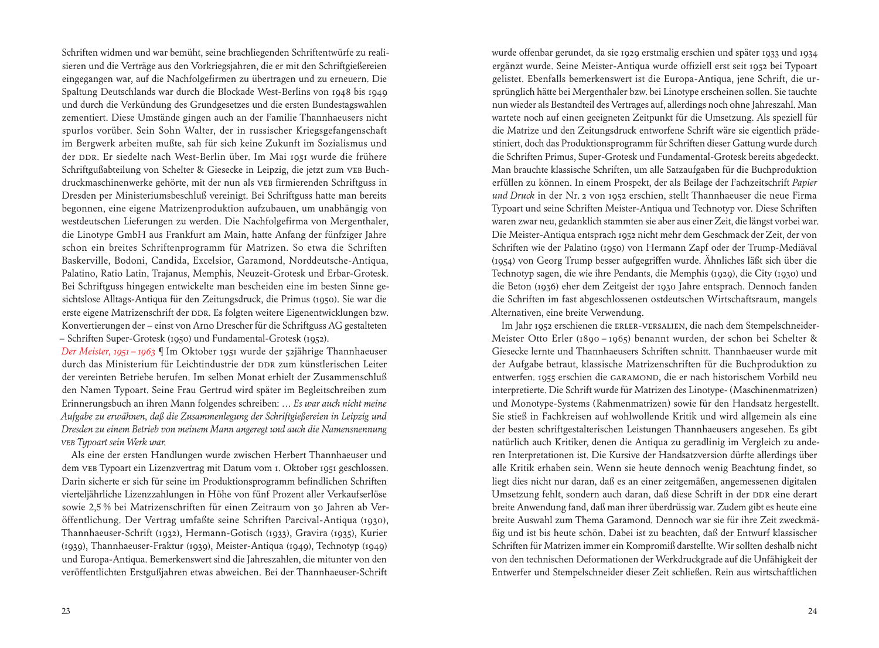Schriften widmen und war bemüht, seine brachliegenden Schriftentwürfe zu realisieren und die Verträge aus den Vorkriegsjahren, die er mit den Schriftgießereien eingegangen war, auf die Nachfolgefirmen zu übertragen und zu erneuern. Die Spaltung Deutschlands war durch die Blockade West-Berlins von 1948 bis 1949 und durch die Verkündung des Grundgesetzes und die ersten Bundestagswahlen zementiert. Diese Umstände gingen auch an der Familie Thannhaeusers nicht spurlos vorüber. Sein Sohn Walter, der in russischer Kriegsgefangenschaft im Bergwerk arbeiten mußte, sah für sich keine Zukunft im Sozialismus und der DDR. Er siedelte nach West-Berlin über. Im Mai 1951 wurde die frühere Schriftgußabteilung von Schelter & Giesecke in Leipzig, die jetzt zum VEB Buchdruckmaschinenwerke gehörte, mit der nun als VEB firmierenden Schriftguss in Dresden per Ministeriumsbeschluß vereinigt. Bei Schriftguss hatte man bereits begonnen, eine eigene Matrizenproduktion aufzubauen, um unabhängig von westdeutschen Lieferungen zu werden. Die Nachfolgefirma von Mergenthaler, die Linotype GmbH aus Frankfurt am Main, hatte Anfang der fünfziger Jahre schon ein breites Schriftenprogramm für Matrizen. So etwa die Schriften Baskerville, Bodoni, Candida, Excelsior, Garamond, Norddeutsche-Antiqua, Palatino, Ratio Latin, Trajanus, Memphis, Neuzeit-Grotesk und Erbar-Grotesk. Bei Schriftguss hingegen entwickelte man bescheiden eine im besten Sinne gesichtslose Alltags-Antiqua für den Zeitungsdruck, die Primus (1950). Sie war die erste eigene Matrizenschrift der DDR. Es folgten weitere Eigenentwicklungen bzw. Konvertierungen der – einst von Arno Drescher für die Schriftguss AG gestalteten – Schriften Super-Grotesk (1950) und Fundamental-Grotesk (1952).

*Der Meister, 1951 – 1963* ¶ Im Oktober 1951 wurde der 52jährige Thannhaeuser durch das Ministerium für Leichtindustrie der DDR zum künstlerischen Leiter der vereinten Betriebe berufen. Im selben Monat erhielt der Zusammenschluß den Namen Typoart. Seine Frau Gertrud wird später im Begleitschreiben zum Erinnerungsbuch an ihren Mann folgendes schreiben: … *Es war auch nicht meine Aufgabe zu erwähnen, daß die Zusammenlegung der Schriftgießereien in Leipzig und Dresden zu einem Betrieb von meinem Mann angeregt und auch die Namensnennung VEB Typoart sein Werk war.*

Als eine der ersten Handlungen wurde zwischen Herbert Thannhaeuser und dem VEB Typoart ein Lizenzvertrag mit Datum vom 1. Oktober 1951 geschlossen. Darin sicherte er sich für seine im Produktionsprogramm befindlichen Schriften vierteljährliche Lizenzzahlungen in Höhe von fünf Prozent aller Verkaufserlöse sowie 2,5 % bei Matrizenschriften für einen Zeitraum von 30 Jahren ab Veröffentlichung. Der Vertrag umfaßte seine Schriften Parcival-Antiqua (1930), Thannhaeuser-Schrift (1932), Hermann-Gotisch (1933), Gravira (1935), Kurier (1939), Thannhaeuser-Fraktur (1939), Meister-Antiqua (1949), Technotyp (1949) und Europa-Antiqua. Bemerkenswert sind die Jahreszahlen, die mitunter von den veröffentlichten Erstgußjahren etwas abweichen. Bei der Thannhaeuser-Schrift wurde offenbar gerundet, da sie 1929 erstmalig erschien und später 1933 und 1934 ergänzt wurde. Seine Meister-Antiqua wurde offiziell erst seit 1952 bei Typoart gelistet. Ebenfalls bemerkenswert ist die Europa-Antiqua, jene Schrift, die ursprünglich hätte bei Mergenthaler bzw. bei Linotype erscheinen sollen. Sie tauchte nun wieder als Bestandteil des Vertrages auf, allerdings noch ohne Jahreszahl. Man wartete noch auf einen geeigneten Zeitpunkt für die Umsetzung. Als speziell für die Matrize und den Zeitungsdruck entworfene Schrift wäre sie eigentlich prädestiniert, doch das Produktionsprogramm für Schriften dieser Gattung wurde durch die Schriften Primus, Super-Grotesk und Fundamental-Grotesk bereits abgedeckt. Man brauchte klassische Schriften, um alle Satzaufgaben für die Buchproduktion erfüllen zu können. In einem Prospekt, der als Beilage der Fachzeitschrift *Papier und Druck* in der Nr. 2 von 1952 erschien, stellt Thannhaeuser die neue Firma Typoart und seine Schriften Meister-Antiqua und Technotyp vor. Diese Schriften waren zwar neu, gedanklich stammten sie aber aus einer Zeit, die längst vorbei war. Die Meister-Antiqua entsprach 1952 nicht mehr dem Geschmack der Zeit, der von Schriften wie der Palatino (1950) von Hermann Zapf oder der Trump-Mediäval (1954) von Georg Trump besser aufgegriffen wurde. Ähnliches läßt sich über die Technotyp sagen, die wie ihre Pendants, die Memphis (1929), die City (1930) und die Beton (1936) eher dem Zeitgeist der 1930 Jahre entsprach. Dennoch fanden die Schriften im fast abgeschlossenen ostdeutschen Wirtschaftsraum, mangels Alternativen, eine breite Verwendung.

Im Jahr 1952 erschienen die ERLER-VERSALIEN, die nach dem Stempelschneider-Meister Otto Erler (1890 – 1965) benannt wurden, der schon bei Schelter & Giesecke lernte und Thannhaeusers Schriften schnitt. Thannhaeuser wurde mit der Aufgabe betraut, klassische Matrizenschriften für die Buchproduktion zu entwerfen. 1955 erschien die GARAMOND, die er nach historischem Vorbild neu interpretierte. Die Schrift wurde für Matrizen des Linotype- (Maschinenmatrizen) und Monotype-Systems (Rahmenmatrizen) sowie für den Handsatz hergestellt. Sie stieß in Fachkreisen auf wohlwollende Kritik und wird allgemein als eine der besten schriftgestalterischen Leistungen Thannhaeusers angesehen. Es gibt natürlich auch Kritiker, denen die Antiqua zu geradlinig im Vergleich zu anderen Interpretationen ist. Die Kursive der Handsatzversion dürfte allerdings über alle Kritik erhaben sein. Wenn sie heute dennoch wenig Beachtung findet, so liegt dies nicht nur daran, daß es an einer zeitgemäßen, angemessenen digitalen Umsetzung fehlt, sondern auch daran, daß diese Schrift in der DDR eine derart breite Anwendung fand, daß man ihrer überdrüssig war. Zudem gibt es heute eine breite Auswahl zum Thema Garamond. Dennoch war sie für ihre Zeit zweckmäßig und ist bis heute schön. Dabei ist zu beachten, daß der Entwurf klassischer Schriften für Matrizen immer ein Kompromiß darstellte. Wir sollten deshalb nicht von den technischen Deformationen der Werkdruckgrade auf die Unfähigkeit der Entwerfer und Stempelschneider dieser Zeit schließen. Rein aus wirtschaftlichen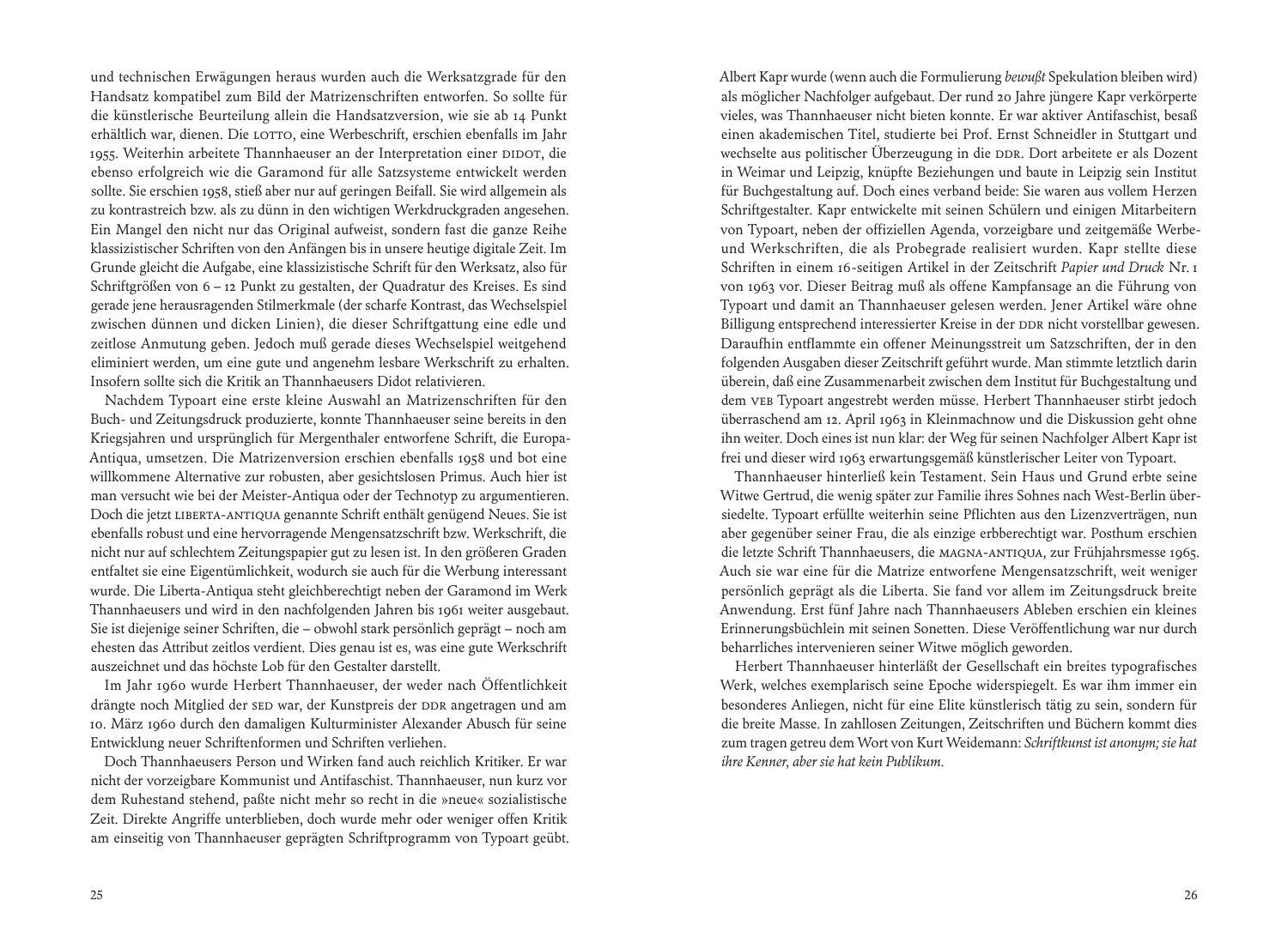und technischen Erwägungen heraus wurden auch die Werksatzgrade für den Handsatz kompatibel zum Bild der Matrizenschriften entworfen. So sollte für die künstlerische Beurteilung allein die Handsatzversion, wie sie ab 14 Punkt erhältlich war, dienen. Die LOTTO, eine Werbeschrift, erschien ebenfalls im Jahr 1955. Weiterhin arbeitete Thannhaeuser an der Interpretation einer DIDOT, die ebenso erfolgreich wie die Garamond für alle Satzsysteme entwickelt werden sollte. Sie erschien 1958, stieß aber nur auf geringen Beifall. Sie wird allgemein als zu kontrastreich bzw. als zu dünn in den wichtigen Werkdruckgraden angesehen. Ein Mangel den nicht nur das Original aufweist, sondern fast die ganze Reihe klassizistischer Schriften von den Anfängen bis in unsere heutige digitale Zeit. Im Grunde gleicht die Aufgabe, eine klassizistische Schrift für den Werksatz, also für Schriftgrößen von 6 – 12 Punkt zu gestalten, der Quadratur des Kreises. Es sind gerade jene herausragenden Stilmerkmale (der scharfe Kontrast, das Wechselspiel zwischen dünnen und dicken Linien), die dieser Schriftgattung eine edle und zeitlose Anmutung geben. Jedoch muß gerade dieses Wechselspiel weitgehend eliminiert werden, um eine gute und angenehm lesbare Werkschrift zu erhalten. Insofern sollte sich die Kritik an Thannhaeusers Didot relativieren.

Nachdem Typoart eine erste kleine Auswahl an Matrizenschriften für den Buch- und Zeitungsdruck produzierte, konnte Thannhaeuser seine bereits in den Kriegsjahren und ursprünglich für Mergenthaler entworfene Schrift, die Europa-Antiqua, umsetzen. Die Matrizenversion erschien ebenfalls 1958 und bot eine willkommene Alternative zur robusten, aber gesichtslosen Primus. Auch hier ist man versucht wie bei der Meister-Antiqua oder der Technotyp zu argumentieren. Doch die jetzt LIBERTA-ANTIQUA genannte Schrift enthält genügend Neues. Sie ist ebenfalls robust und eine hervorragende Mengensatzschrift bzw. Werkschrift, die nicht nur auf schlechtem Zeitungspapier gut zu lesen ist. In den größeren Graden entfaltet sie eine Eigentümlichkeit, wodurch sie auch für die Werbung interessant wurde. Die Liberta-Antiqua steht gleichberechtigt neben der Garamond im Werk Thannhaeusers und wird in den nachfolgenden Jahren bis 1961 weiter ausgebaut. Sie ist diejenige seiner Schriften, die – obwohl stark persönlich geprägt – noch am ehesten das Attribut zeitlos verdient. Dies genau ist es, was eine gute Werkschrift auszeichnet und das höchste Lob für den Gestalter darstellt.

Im Jahr 1960 wurde Herbert Thannhaeuser, der weder nach Öffentlichkeit drängte noch Mitglied der SED war, der Kunstpreis der DDR angetragen und am 10. März 1960 durch den damaligen Kulturminister Alexander Abusch für seine Entwicklung neuer Schriftenformen und Schriften verliehen.

Doch Thannhaeusers Person und Wirken fand auch reichlich Kritiker. Er war nicht der vorzeigbare Kommunist und Antifaschist. Thannhaeuser, nun kurz vor dem Ruhestand stehend, paßte nicht mehr so recht in die »neue« sozialistische Zeit. Direkte Angriffe unterblieben, doch wurde mehr oder weniger offen Kritik am einseitig von Thannhaeuser geprägten Schriftprogramm von Typoart geübt. Albert Kapr wurde (wenn auch die Formulierung *bewußt* Spekulation bleiben wird) als möglicher Nachfolger aufgebaut. Der rund 20 Jahre jüngere Kapr verkörperte vieles, was Thannhaeuser nicht bieten konnte. Er war aktiver Antifaschist, besaß einen akademischen Titel, studierte bei Prof. Ernst Schneidler in Stuttgart und wechselte aus politischer Überzeugung in die DDR. Dort arbeitete er als Dozent in Weimar und Leipzig, knüpfte Beziehungen und baute in Leipzig sein Institut für Buchgestaltung auf. Doch eines verband beide: Sie waren aus vollem Herzen Schriftgestalter. Kapr entwickelte mit seinen Schülern und einigen Mitarbeitern von Typoart, neben der offiziellen Agenda, vorzeigbare und zeitgemäße Werbe- und Werkschriften, die als Probegrade realisiert wurden. Kapr stellte diese Schriften in einem 16-seitigen Artikel in der Zeitschrift *Papier und Druck* Nr. 1 von 1963 vor. Dieser Beitrag muß als offene Kampfansage an die Führung von Typoart und damit an Thannhaeuser gelesen werden. Jener Artikel wäre ohne Billigung entsprechend interessierter Kreise in der DDR nicht vorstellbar gewesen. Daraufhin entflammte ein offener Meinungsstreit um Satzschriften, der in den folgenden Ausgaben dieser Zeitschrift geführt wurde. Man stimmte letztlich darin überein, daß eine Zusammenarbeit zwischen dem Institut für Buchgestaltung und dem VEB Typoart angestrebt werden müsse. Herbert Thannhaeuser stirbt jedoch überraschend am 12. April 1963 in Kleinmachnow und die Diskussion geht ohne ihn weiter. Doch eines ist nun klar: der Weg für seinen Nachfolger Albert Kapr ist frei und dieser wird 1963 erwartungsgemäß künstlerischer Leiter von Typoart.

Thannhaeuser hinterließ kein Testament. Sein Haus und Grund erbte seine Witwe Gertrud, die wenig später zur Familie ihres Sohnes nach West-Berlin übersiedelte. Typoart erfüllte weiterhin seine Pflichten aus den Lizenzverträgen, nun aber gegenüber seiner Frau, die als einzige erbberechtigt war. Posthum erschien die letzte Schrift Thannhaeusers, die MAGNA-ANTIQUA, zur Frühjahrsmesse 1965. Auch sie war eine für die Matrize entworfene Mengensatzschrift, weit weniger persönlich geprägt als die Liberta. Sie fand vor allem im Zeitungsdruck breite Anwendung. Erst fünf Jahre nach Thannhaeusers Ableben erschien ein kleines Erinnerungsbüchlein mit seinen Sonetten. Diese Veröffentlichung war nur durch beharrliches intervenieren seiner Witwe möglich geworden.

Herbert Thannhaeuser hinterläßt der Gesellschaft ein breites typografisches Werk, welches exemplarisch seine Epoche widerspiegelt. Es war ihm immer ein besonderes Anliegen, nicht für eine Elite künstlerisch tätig zu sein, sondern für die breite Masse. In zahllosen Zeitungen, Zeitschriften und Büchern kommt dies zum tragen getreu dem Wort von Kurt Weidemann: *Schriftkunst ist anonym; sie hat ihre Kenner, aber sie hat kein Publikum.*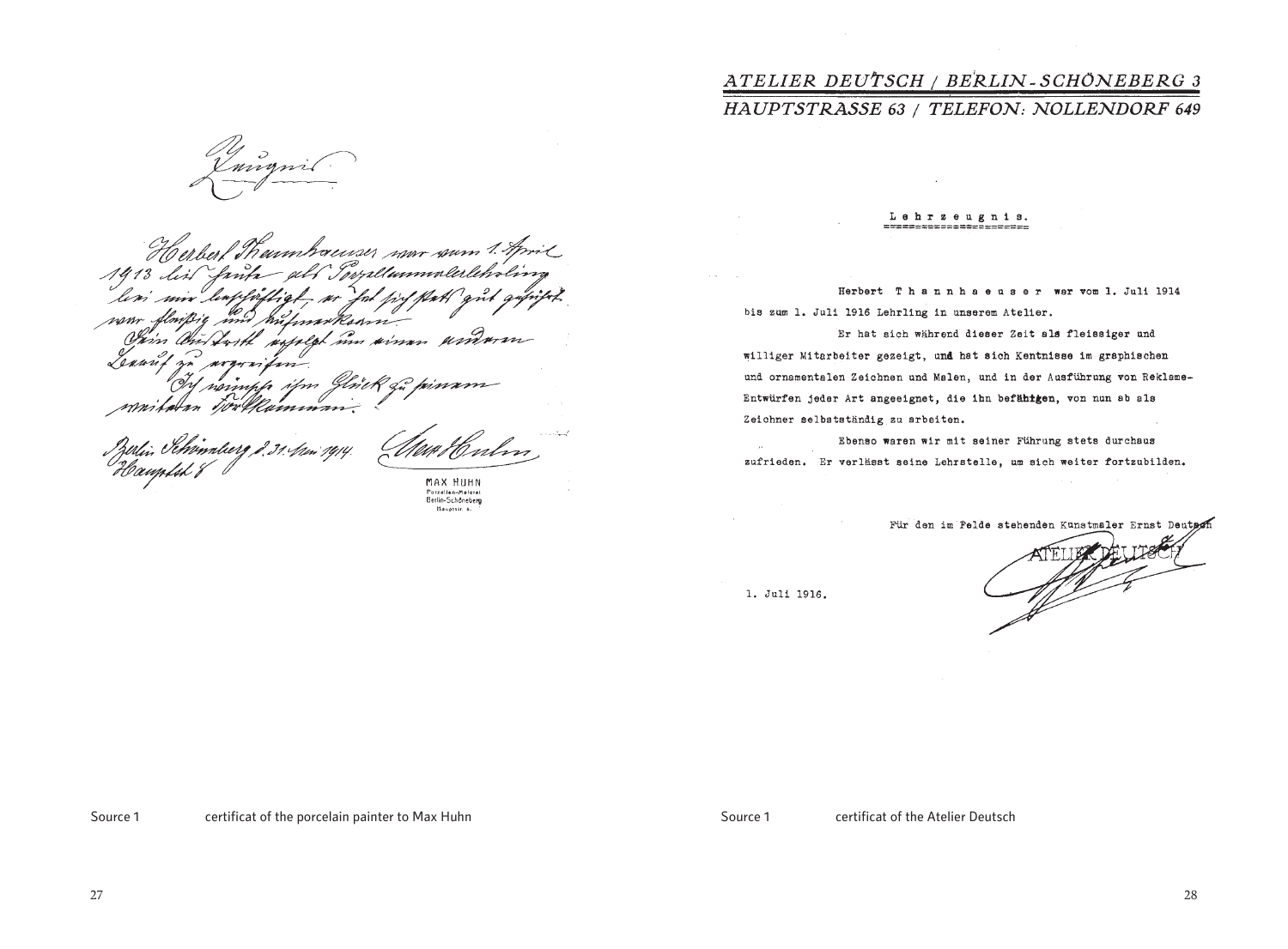Zeugnis

Herbert Thannhaeuser war vom 1. April 1913 bis heute als Porzellanmalerlehrling bei mir beschäftigt, er hat sich stets gut geführt, war fleißig und aufmerksam.
Sein Austritt erfolgt um einen anderen Beruf zu ergreifen.
Ich wünsche ihm Glück zu seinem weiteren Fortkommen.

Berlin Schöneberg d. 31. Mai 1914.
Hauptstr. 8

Max Huhn

MAX HUHN
Porzellan-Malerei
Berlin-Schöneberg
Hauptstr. 8.

Source 1 certificat of the porcelain painter to Max Huhn

*ATELIER DEUTSCH / BERLIN-SCHÖNEBERG 3*
*HAUPTSTRASSE 63 / TELEFON: NOLLENDORF 649*

**Lehrzeugnis.**

Herbert Thannhaeuser war vom 1. Juli 1914 bis zum 1. Juli 1916 Lehrling in unserem Atelier.

Er hat sich während dieser Zeit als fleissiger und williger Mitarbeiter gezeigt, und hat sich Kentnisse im graphischen und ornamentalen Zeichnen und Malen, und in der Ausführung von Reklame-Entwürfen jeder Art angeeignet, die ihn befähigen, von nun ab als Zeichner selbstständig zu arbeiten.

Ebenso waren wir mit seiner Führung stets durchaus zufrieden. Er verlässt seine Lehrstelle, um sich weiter fortzubilden.

Für den im Felde stehenden Kunstmaler Ernst Deutsch

ATELIER DEUTSCH

1. Juli 1916.

Source 1 certificat of the Atelier Deutsch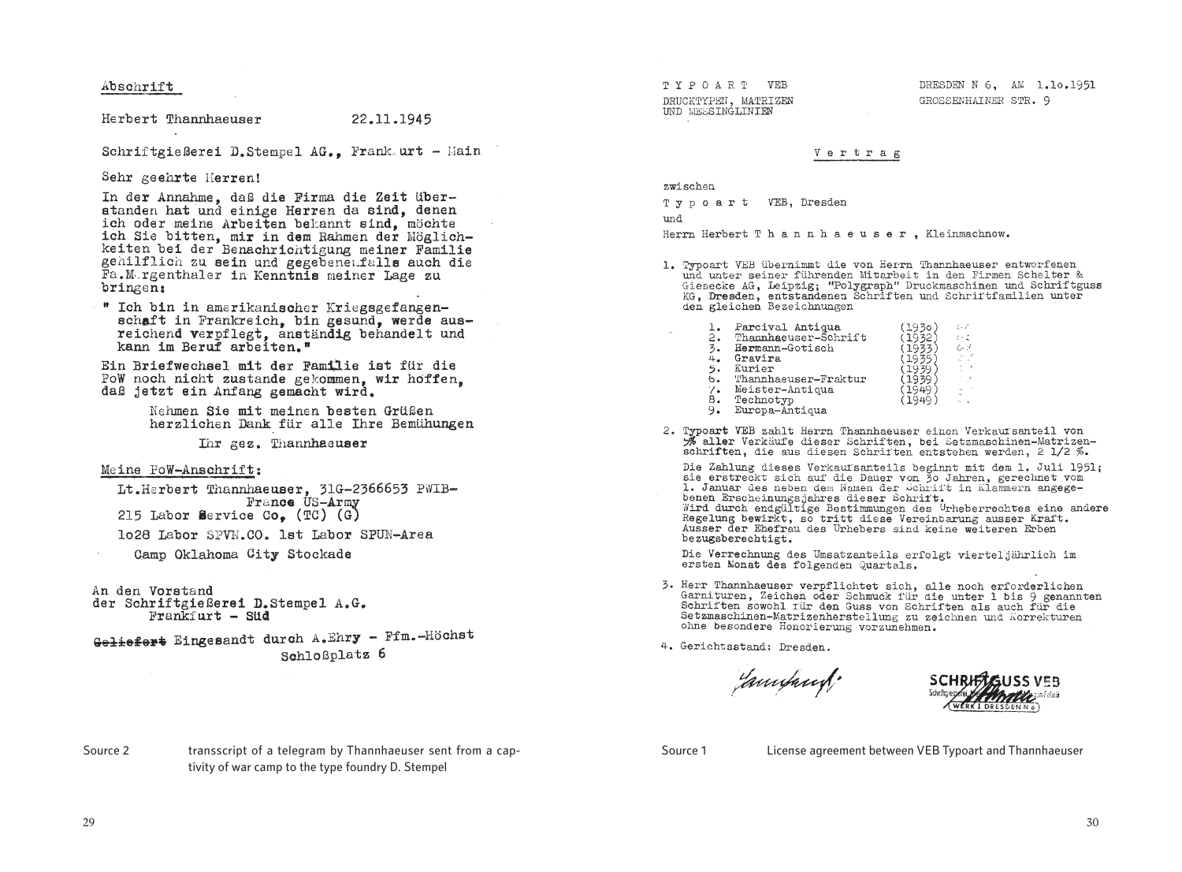Abschrift

Herbert Thannhaeuser 22.11.1945

Schriftgießerei D.Stempel AG., Frankfurt - Main

Sehr geehrte Herren!

In der Annahme, daß die Firma die Zeit überstanden hat und einige Herren da sind, denen ich oder meine Arbeiten bekannt sind, möchte ich Sie bitten, mir in dem Rahmen der Möglichkeiten bei der Benachrichtigung meiner Familie behilflich zu sein und gegebenenfalls auch die Fa.Morgenthaler in Kenntnis meiner Lage zu bringen:

" Ich bin in amerikanischer Kriegsgefangenschaft in Frankreich, bin gesund, werde ausreichend verpflegt, anständig behandelt und kann im Beruf arbeiten."

Ein Briefwechsel mit der Familie ist für die PoW noch nicht zustande gekommen, wir hoffen, daß jetzt ein Anfang gemacht wird.

Nehmen Sie mit meinen besten Grüßen herzlichen Dank für alle Ihre Bemühungen

Ihr gez. Thannhaeuser

Meine PoW-Anschrift:

Lt.Herbert Thannhaeuser, 31G-2366653 PWIB-France US-Army
215 Labor Service Co, (TC) (G)
1o28 Labor SPVN.CO. 1st Labor SPUN-Area
Camp Oklahoma City Stockade

An den Vorstand
der Schriftgießerei D.Stempel A.G.
Frankfurt - Süd

~~Geliefert~~ Eingesandt durch A.Ehry - Ffm.-Höchst
Schloßplatz 6

Source 2 transscript of a telegram by Thannhaeuser sent from a captivity of war camp to the type foundry D. Stempel

T Y P O A R T VEB
DRUCKTYPEN, MATRIZEN
UND MESSINGLINIEN

DRESDEN N 6, AM 1.1o.1951
GROSSENHAINER STR. 9

V e r t r a g

zwischen

T y p o a r t VEB, Dresden

und

Herrn Herbert T h a n n h a e u s e r , Kleinmachnow.

1. Typoart VEB übernimmt die von Herrn Thannhaeuser entworfenen und unter seiner führenden Mitarbeit in den Firmen Schelter & Giesecke AG, Leipzig; "Polygraph" Druckmaschinen und Schriftguss KG, Dresden, entstandenen Schriften und Schriftfamilien unter den gleichen Bezeichnungen

   1. Parcival Antiqua (193o)
   2. Thannhaeuser-Schrift (1932)
   3. Hermann-Gotisch (1933)
   4. Gravira (1935)
   5. Kurier (1939)
   6. Thannhaeuser-Fraktur (1939)
   7. Meister-Antiqua (1949)
   8. Technotyp (1949)
   9. Europa-Antiqua

2. Typoart VEB zahlt Herrn Thannhaeuser einen Verkaufsanteil von 5% aller Verkäufe dieser Schriften, bei Setzmaschinen-Matrizenschriften, die aus diesen Schriften entstehen werden, 2 1/2 %.

   Die Zahlung dieses Verkaufsanteils beginnt mit dem 1. Juli 1951; sie erstreckt sich auf die Dauer von 3o Jahren, gerechnet vom 1. Januar des neben dem Namen der Schrift in Klammern angegebenen Erscheinungsjahres dieser Schrift.
   Wird durch endgültige Bestimmungen des Urheberrechtes eine andere Regelung bewirkt, so tritt diese Vereinbarung ausser Kraft. Ausser der Ehefrau des Urhebers sind keine weiteren Erben bezugsberechtigt.

   Die Verrechnung des Umsatzanteils erfolgt vierteljährlich im ersten Monat des folgenden Quartals.

3. Herr Thannhaeuser verpflichtet sich, alle noch erforderlichen Garnituren, Zeichen oder Schmuck für die unter 1 bis 9 genannten Schriften sowohl für den Guss von Schriften als auch für die Setzmaschinen-Matrizenherstellung zu zeichnen und Korrekturen ohne besondere Honorierung vorzunehmen.

4. Gerichtsstand: Dresden.

SCHRIFTGUSS VEB
WERK I DRESDEN N 6

Source 1 License agreement between VEB Typoart and Thannhaeuser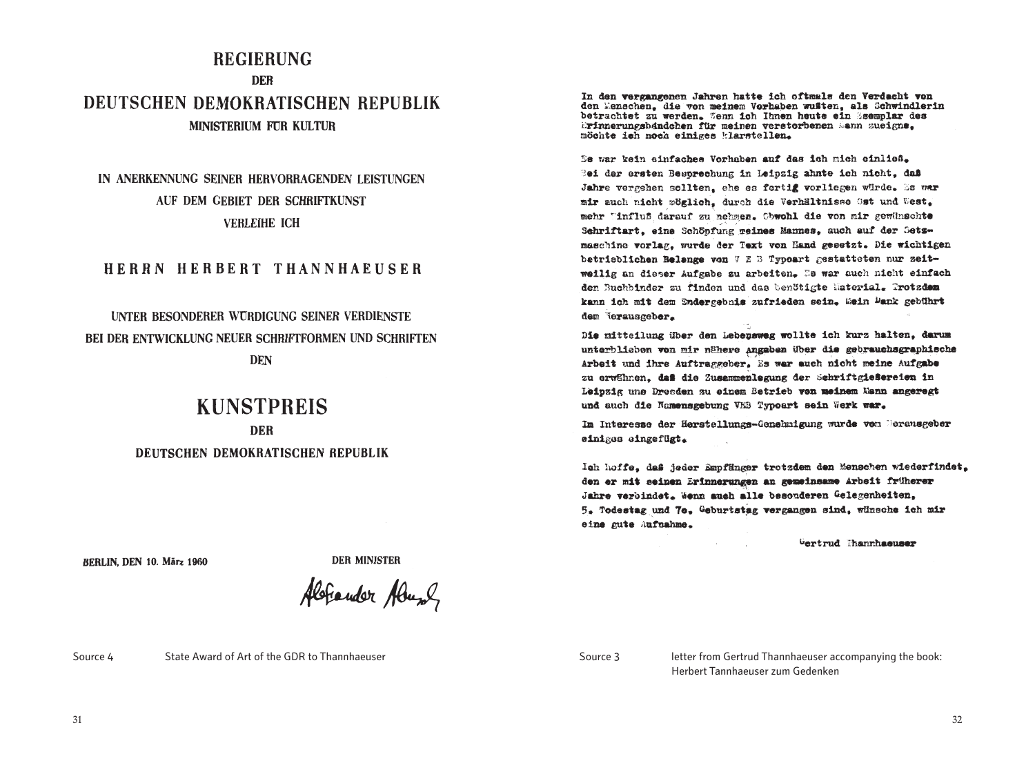# REGIERUNG

**DER**

# DEUTSCHEN DEMOKRATISCHEN REPUBLIK

**MINISTERIUM FÜR KULTUR**

IN ANERKENNUNG SEINER HERVORRAGENDEN LEISTUNGEN
AUF DEM GEBIET DER SCHRIFTKUNST
VERLEIHE ICH

**HERRN HERBERT THANNHAEUSER**

UNTER BESONDERER WÜRDIGUNG SEINER VERDIENSTE
BEI DER ENTWICKLUNG NEUER SCHRIFTFORMEN UND SCHRIFTEN
DEN

# KUNSTPREIS

**DER**

**DEUTSCHEN DEMOKRATISCHEN REPUBLIK**

**BERLIN, DEN 10. März 1960**

**DER MINISTER**

Alexander Abusch

Source 4 State Award of Art of the GDR to Thannhaeuser

**In den vergangenen Jahren hatte ich oftmals den Verdacht von den Menschen, die von meinem Vorhaben wußten, als Schwindlerin betrachtet zu werden. Wenn ich Ihnen heute ein Exemplar des Erinnerungsbändchen für meinen verstorbenen Mann zueigne, möchte ich noch einiges klarstellen.**

Es war kein einfaches Vorhaben auf das ich mich einließ. Bei der ersten Besprechung in Leipzig ahnte ich nicht, daß Jahre vergehen sollten, ehe es fertig vorliegen würde. Es war mir auch nicht möglich, durch die Verhältnisse Ost und West, mehr Einfluß darauf zu nehmen. Obwohl die von mir gewünschte Schriftart, eine Schöpfung meines Mannes, auch auf der Setzmaschine vorlag, wurde der Text von Hand gesetzt. Die wichtigen betrieblichen Belange von V E B Typoart gestatteten nur zeitweilig an dieser Aufgabe zu arbeiten. Es war auch nicht einfach den Buchbinder zu finden und das benötigte Material. Trotzdem kann ich mit dem Endergebnis zufrieden sein. Mein Dank gebührt dem Herausgeber.

Die Mitteilung über den Lebensweg wollte ich kurz halten, darum unterblieben von mir nähere Angaben über die gebrauchsgraphische Arbeit und ihre Auftraggeber. Es war auch nicht meine Aufgabe zu erwähnen, daß die Zusammenlegung der Schriftgießereien in Leipzig und Dresden zu einem Betrieb von meinem Mann angeregt und auch die Namensgebung VEB Typoart sein Werk war.

Im Interesse der Herstellungs-Genehmigung wurde vom Herausgeber einiges eingefügt.

Ich hoffe, daß jeder Empfänger trotzdem den Menschen wiederfindet, den er mit seinen Erinnerungen an gemeinsame Arbeit früherer Jahre verbindet. Wenn auch alle besonderen Gelegenheiten, 5. Todestag und 70. Geburtstag vergangen sind, wünsche ich mir eine gute Aufnahme.

Gertrud Thannhaeuser

Source 3 letter from Gertrud Thannhaeuser accompanying the book: Herbert Tannhaeuser zum Gedenken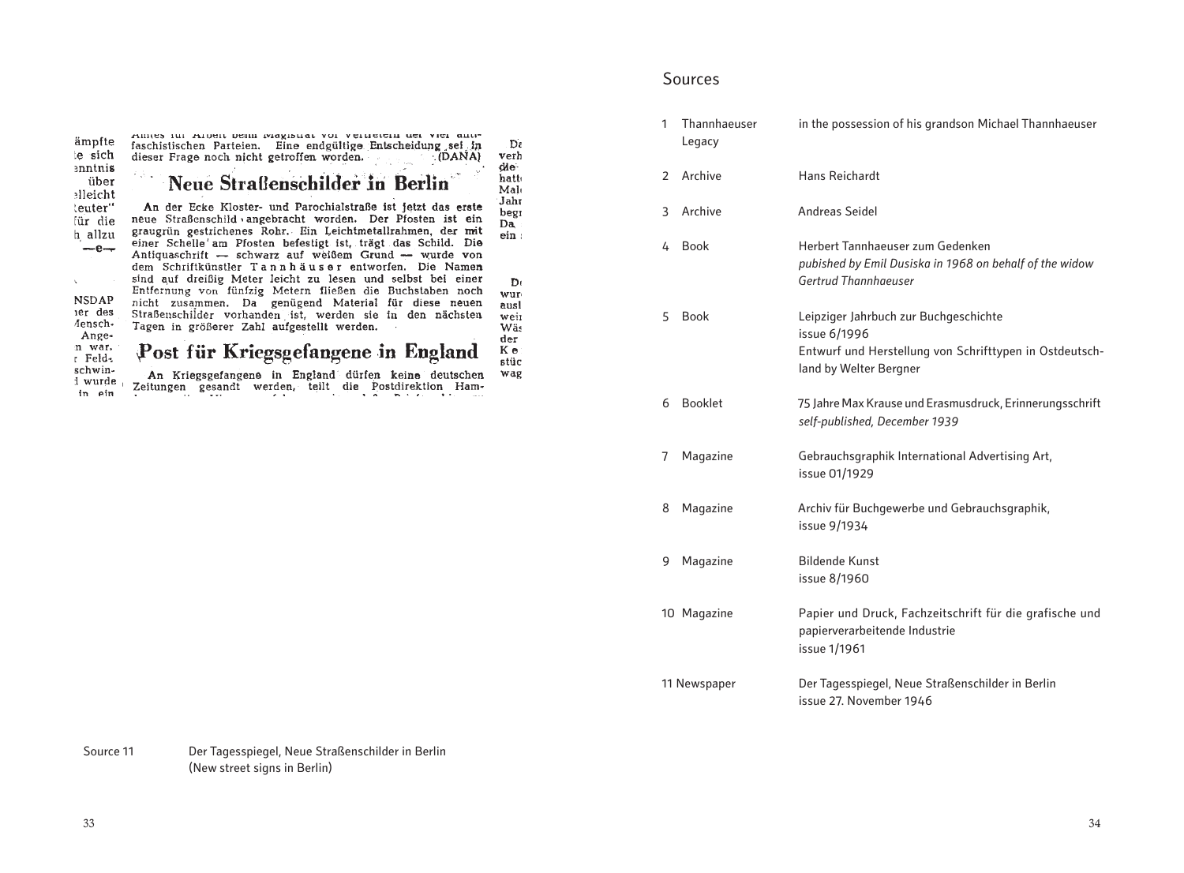Antes für Arbeit beim Magistrat vor Vertretern der vier antifaschistischen Parteien. Eine endgültige Entscheidung sei in dieser Frage noch nicht getroffen worden. (DANA)

## Neue Straßenschilder in Berlin

An der Ecke Kloster- und Parochialstraße ist jetzt das erste neue Straßenschild angebracht worden. Der Pfosten ist ein graugrün gestrichenes Rohr. Ein Leichtmetallrahmen, der mit einer Schelle am Pfosten befestigt ist, trägt das Schild. Die Antiquaschrift — schwarz auf weißem Grund — wurde von dem Schriftkünstler Tannhäuser entworfen. Die Namen sind auf dreißig Meter leicht zu lesen und selbst bei einer Entfernung von fünfzig Metern fließen die Buchstaben noch nicht zusammen. Da genügend Material für diese neuen Straßenschilder vorhanden ist, werden sie in den nächsten Tagen in größerer Zahl aufgestellt werden.

## Post für Kriegsgefangene in England

An Kriegsgefangene in England dürfen keine deutschen Zeitungen gesandt werden, teilt die Postdirektion Ham-

Source 11 Der Tagesspiegel, Neue Straßenschilder in Berlin (New street signs in Berlin)

# Sources

| | | |
|---|---|---|
| 1 | Thannhaeuser Legacy | in the possession of his grandson Michael Thannhaeuser |
| 2 | Archive | Hans Reichardt |
| 3 | Archive | Andreas Seidel |
| 4 | Book | Herbert Tannhaeuser zum Gedenken<br>*pubished by Emil Dusiska in 1968 on behalf of the widow Gertrud Thannhaeuser* |
| 5 | Book | Leipziger Jahrbuch zur Buchgeschichte<br>issue 6/1996<br>Entwurf und Herstellung von Schrifttypen in Ostdeutschland by Welter Bergner |
| 6 | Booklet | 75 Jahre Max Krause und Erasmusdruck, Erinnerungsschrift<br>*self-published, December 1939* |
| 7 | Magazine | Gebrauchsgraphik International Advertising Art,<br>issue 01/1929 |
| 8 | Magazine | Archiv für Buchgewerbe und Gebrauchsgraphik,<br>issue 9/1934 |
| 9 | Magazine | Bildende Kunst<br>issue 8/1960 |
| 10 | Magazine | Papier und Druck, Fachzeitschrift für die grafische und papierverarbeitende Industrie<br>issue 1/1961 |
| 11 | Newspaper | Der Tagesspiegel, Neue Straßenschilder in Berlin<br>issue 27. November 1946 |